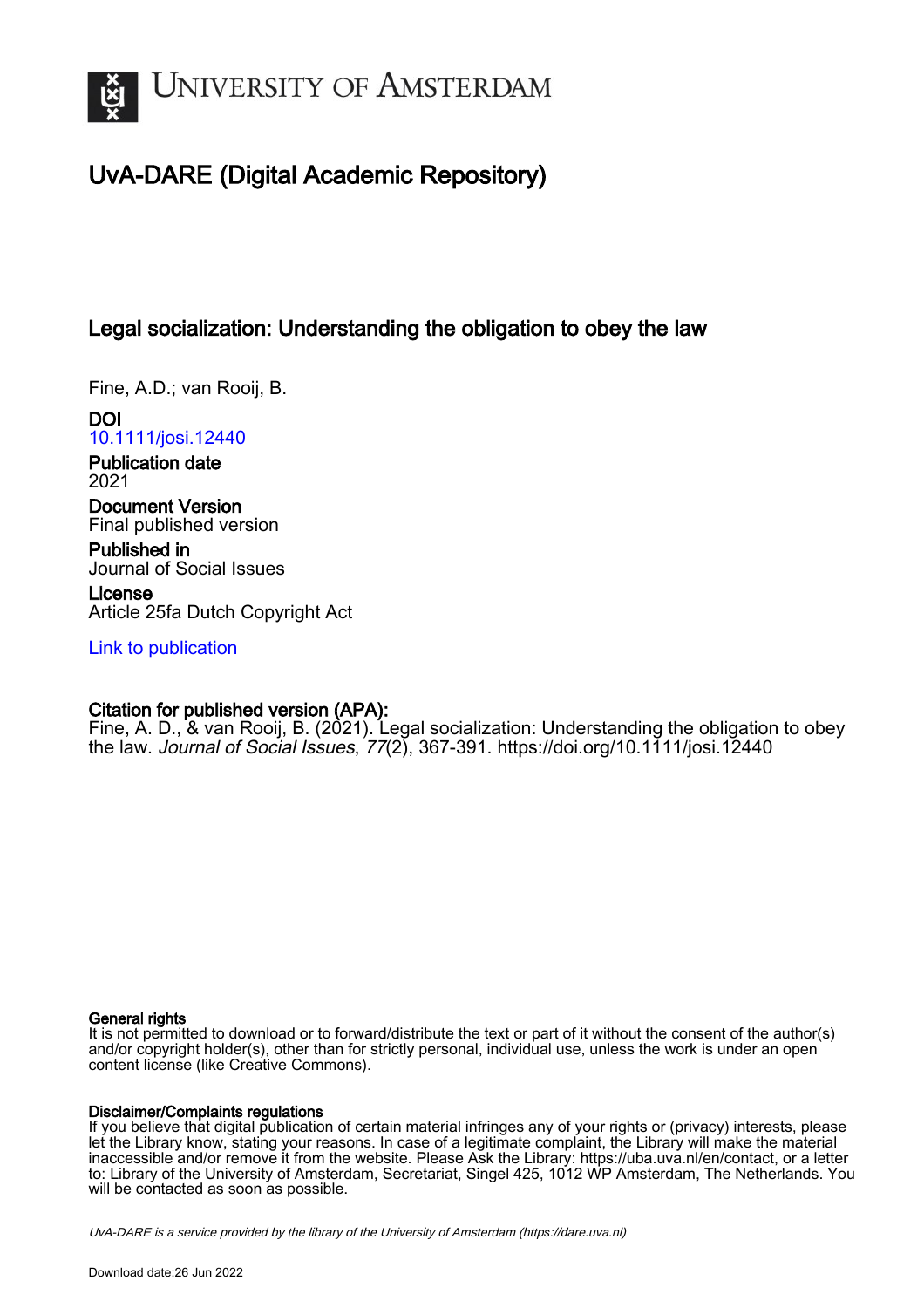# University of Amsterdam

## UvA-DARE (Digital Academic Repository)

### Legal socialization: Understanding the obligation to obey the law

Fine, A.D.; van Rooij, B.

**DOI**
10.1111/josi.12440

**Publication date**
2021

**Document Version**
Final published version

**Published in**
Journal of Social Issues

**License**
Article 25fa Dutch Copyright Act

Link to publication

**Citation for published version (APA):**
Fine, A. D., & van Rooij, B. (2021). Legal socialization: Understanding the obligation to obey the law. *Journal of Social Issues*, *77*(2), 367-391. https://doi.org/10.1111/josi.12440

**General rights**
It is not permitted to download or to forward/distribute the text or part of it without the consent of the author(s) and/or copyright holder(s), other than for strictly personal, individual use, unless the work is under an open content license (like Creative Commons).

**Disclaimer/Complaints regulations**
If you believe that digital publication of certain material infringes any of your rights or (privacy) interests, please let the Library know, stating your reasons. In case of a legitimate complaint, the Library will make the material inaccessible and/or remove it from the website. Please Ask the Library: https://uba.uva.nl/en/contact, or a letter to: Library of the University of Amsterdam, Secretariat, Singel 425, 1012 WP Amsterdam, The Netherlands. You will be contacted as soon as possible.

*UvA-DARE is a service provided by the library of the University of Amsterdam (https://dare.uva.nl)*

Download date:26 Jun 2022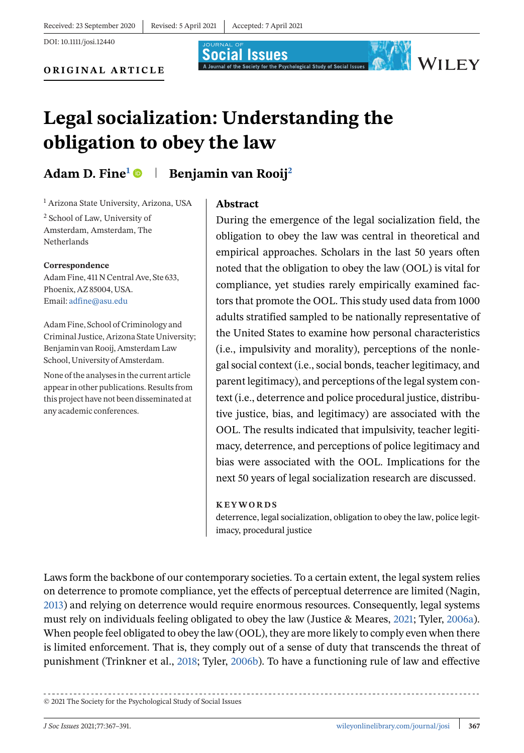Received: 23 September 2020 | Revised: 5 April 2021 | Accepted: 7 April 2021

DOI: 10.1111/josi.12440

**ORIGINAL ARTICLE**

# Legal socialization: Understanding the obligation to obey the law

**Adam D. Fine**[1] | **Benjamin van Rooij**[2]

[1] Arizona State University, Arizona, USA

[2] School of Law, University of Amsterdam, Amsterdam, The Netherlands

**Correspondence**
Adam Fine, 411 N Central Ave, Ste 633, Phoenix, AZ 85004, USA.
Email: adfine@asu.edu

Adam Fine, School of Criminology and Criminal Justice, Arizona State University; Benjamin van Rooij, Amsterdam Law School, University of Amsterdam.

None of the analyses in the current article appear in other publications. Results from this project have not been disseminated at any academic conferences.

## Abstract

During the emergence of the legal socialization field, the obligation to obey the law was central in theoretical and empirical approaches. Scholars in the last 50 years often noted that the obligation to obey the law (OOL) is vital for compliance, yet studies rarely empirically examined factors that promote the OOL. This study used data from 1000 adults stratified sampled to be nationally representative of the United States to examine how personal characteristics (i.e., impulsivity and morality), perceptions of the nonlegal social context (i.e., social bonds, teacher legitimacy, and parent legitimacy), and perceptions of the legal system context (i.e., deterrence and police procedural justice, distributive justice, bias, and legitimacy) are associated with the OOL. The results indicated that impulsivity, teacher legitimacy, deterrence, and perceptions of police legitimacy and bias were associated with the OOL. Implications for the next 50 years of legal socialization research are discussed.

**KEYWORDS**

deterrence, legal socialization, obligation to obey the law, police legitimacy, procedural justice

Laws form the backbone of our contemporary societies. To a certain extent, the legal system relies on deterrence to promote compliance, yet the effects of perceptual deterrence are limited (Nagin, 2013) and relying on deterrence would require enormous resources. Consequently, legal systems must rely on individuals feeling obligated to obey the law (Justice & Meares, 2021; Tyler, 2006a). When people feel obligated to obey the law (OOL), they are more likely to comply even when there is limited enforcement. That is, they comply out of a sense of duty that transcends the threat of punishment (Trinkner et al., 2018; Tyler, 2006b). To have a functioning rule of law and effective

© 2021 The Society for the Psychological Study of Social Issues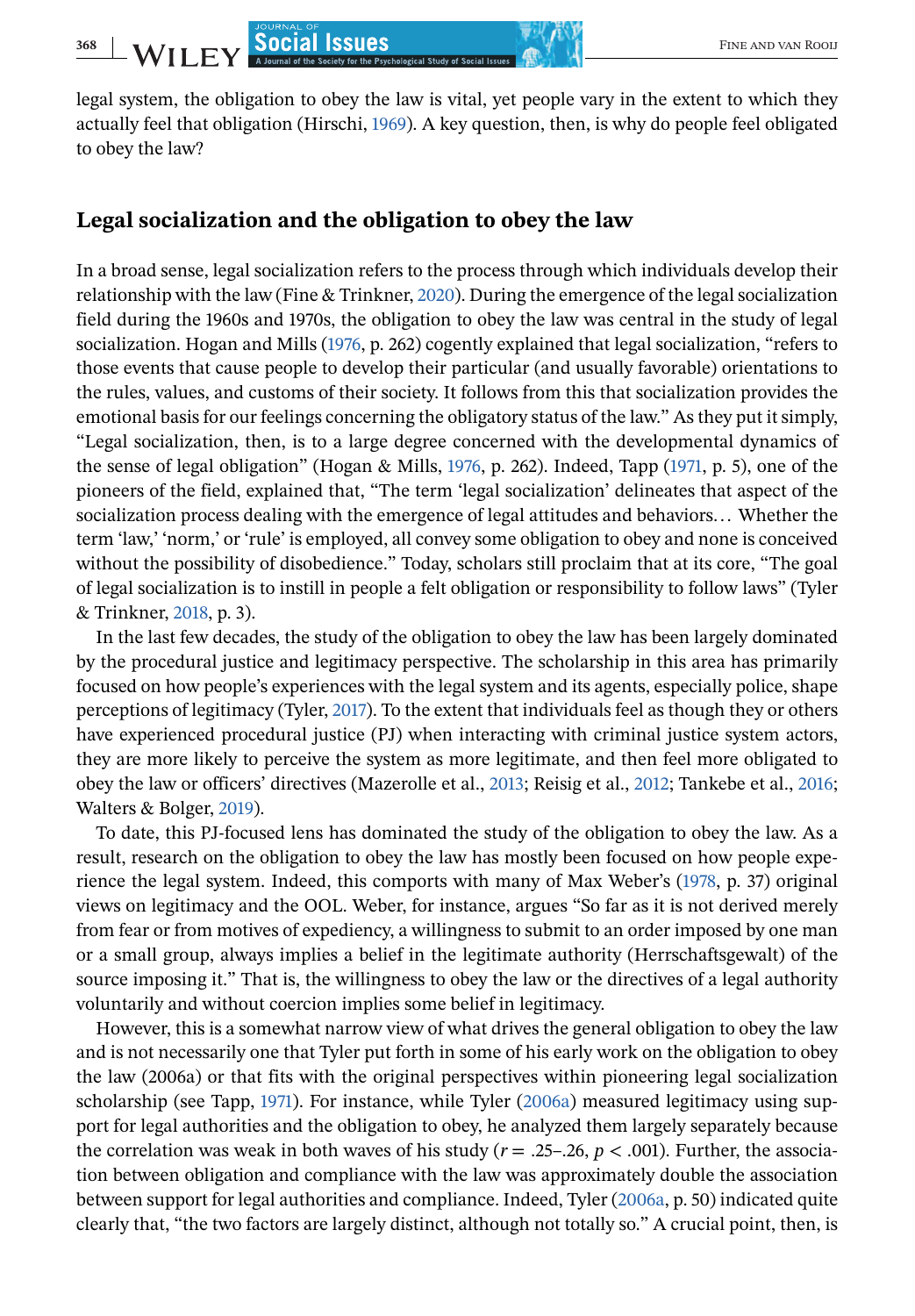legal system, the obligation to obey the law is vital, yet people vary in the extent to which they actually feel that obligation (Hirschi, 1969). A key question, then, is why do people feel obligated to obey the law?

## Legal socialization and the obligation to obey the law

In a broad sense, legal socialization refers to the process through which individuals develop their relationship with the law (Fine & Trinkner, 2020). During the emergence of the legal socialization field during the 1960s and 1970s, the obligation to obey the law was central in the study of legal socialization. Hogan and Mills (1976, p. 262) cogently explained that legal socialization, "refers to those events that cause people to develop their particular (and usually favorable) orientations to the rules, values, and customs of their society. It follows from this that socialization provides the emotional basis for our feelings concerning the obligatory status of the law." As they put it simply, "Legal socialization, then, is to a large degree concerned with the developmental dynamics of the sense of legal obligation" (Hogan & Mills, 1976, p. 262). Indeed, Tapp (1971, p. 5), one of the pioneers of the field, explained that, "The term 'legal socialization' delineates that aspect of the socialization process dealing with the emergence of legal attitudes and behaviors… Whether the term 'law,' 'norm,' or 'rule' is employed, all convey some obligation to obey and none is conceived without the possibility of disobedience." Today, scholars still proclaim that at its core, "The goal of legal socialization is to instill in people a felt obligation or responsibility to follow laws" (Tyler & Trinkner, 2018, p. 3).

In the last few decades, the study of the obligation to obey the law has been largely dominated by the procedural justice and legitimacy perspective. The scholarship in this area has primarily focused on how people's experiences with the legal system and its agents, especially police, shape perceptions of legitimacy (Tyler, 2017). To the extent that individuals feel as though they or others have experienced procedural justice (PJ) when interacting with criminal justice system actors, they are more likely to perceive the system as more legitimate, and then feel more obligated to obey the law or officers' directives (Mazerolle et al., 2013; Reisig et al., 2012; Tankebe et al., 2016; Walters & Bolger, 2019).

To date, this PJ-focused lens has dominated the study of the obligation to obey the law. As a result, research on the obligation to obey the law has mostly been focused on how people experience the legal system. Indeed, this comports with many of Max Weber's (1978, p. 37) original views on legitimacy and the OOL. Weber, for instance, argues "So far as it is not derived merely from fear or from motives of expediency, a willingness to submit to an order imposed by one man or a small group, always implies a belief in the legitimate authority (Herrschaftsgewalt) of the source imposing it." That is, the willingness to obey the law or the directives of a legal authority voluntarily and without coercion implies some belief in legitimacy.

However, this is a somewhat narrow view of what drives the general obligation to obey the law and is not necessarily one that Tyler put forth in some of his early work on the obligation to obey the law (2006a) or that fits with the original perspectives within pioneering legal socialization scholarship (see Tapp, 1971). For instance, while Tyler (2006a) measured legitimacy using support for legal authorities and the obligation to obey, he analyzed them largely separately because the correlation was weak in both waves of his study ($r = .25$–$.26$, $p < .001$). Further, the association between obligation and compliance with the law was approximately double the association between support for legal authorities and compliance. Indeed, Tyler (2006a, p. 50) indicated quite clearly that, "the two factors are largely distinct, although not totally so." A crucial point, then, is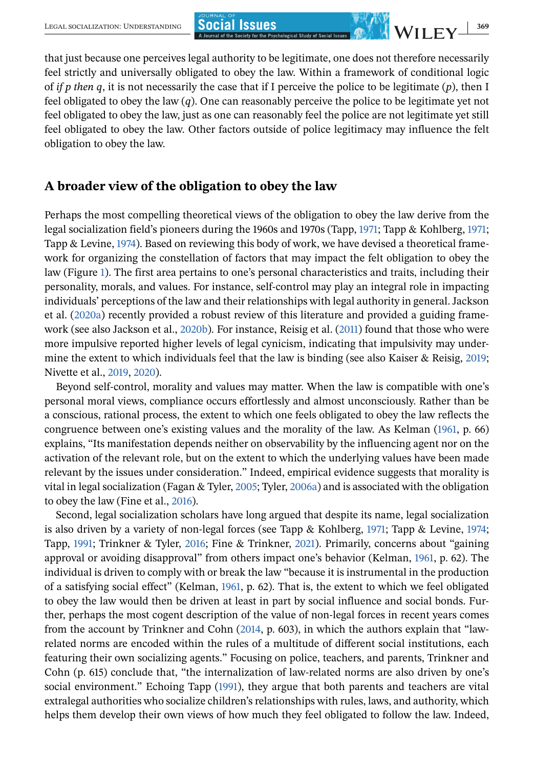that just because one perceives legal authority to be legitimate, one does not therefore necessarily feel strictly and universally obligated to obey the law. Within a framework of conditional logic of *if p then q*, it is not necessarily the case that if I perceive the police to be legitimate (*p*), then I feel obligated to obey the law (*q*). One can reasonably perceive the police to be legitimate yet not feel obligated to obey the law, just as one can reasonably feel the police are not legitimate yet still feel obligated to obey the law. Other factors outside of police legitimacy may influence the felt obligation to obey the law.

## A broader view of the obligation to obey the law

Perhaps the most compelling theoretical views of the obligation to obey the law derive from the legal socialization field's pioneers during the 1960s and 1970s (Tapp, 1971; Tapp & Kohlberg, 1971; Tapp & Levine, 1974). Based on reviewing this body of work, we have devised a theoretical framework for organizing the constellation of factors that may impact the felt obligation to obey the law (Figure 1). The first area pertains to one's personal characteristics and traits, including their personality, morals, and values. For instance, self-control may play an integral role in impacting individuals' perceptions of the law and their relationships with legal authority in general. Jackson et al. (2020a) recently provided a robust review of this literature and provided a guiding framework (see also Jackson et al., 2020b). For instance, Reisig et al. (2011) found that those who were more impulsive reported higher levels of legal cynicism, indicating that impulsivity may undermine the extent to which individuals feel that the law is binding (see also Kaiser & Reisig, 2019; Nivette et al., 2019, 2020).

Beyond self-control, morality and values may matter. When the law is compatible with one's personal moral views, compliance occurs effortlessly and almost unconsciously. Rather than be a conscious, rational process, the extent to which one feels obligated to obey the law reflects the congruence between one's existing values and the morality of the law. As Kelman (1961, p. 66) explains, "Its manifestation depends neither on observability by the influencing agent nor on the activation of the relevant role, but on the extent to which the underlying values have been made relevant by the issues under consideration." Indeed, empirical evidence suggests that morality is vital in legal socialization (Fagan & Tyler, 2005; Tyler, 2006a) and is associated with the obligation to obey the law (Fine et al., 2016).

Second, legal socialization scholars have long argued that despite its name, legal socialization is also driven by a variety of non-legal forces (see Tapp & Kohlberg, 1971; Tapp & Levine, 1974; Tapp, 1991; Trinkner & Tyler, 2016; Fine & Trinkner, 2021). Primarily, concerns about "gaining approval or avoiding disapproval" from others impact one's behavior (Kelman, 1961, p. 62). The individual is driven to comply with or break the law "because it is instrumental in the production of a satisfying social effect" (Kelman, 1961, p. 62). That is, the extent to which we feel obligated to obey the law would then be driven at least in part by social influence and social bonds. Further, perhaps the most cogent description of the value of non-legal forces in recent years comes from the account by Trinkner and Cohn (2014, p. 603), in which the authors explain that "law-related norms are encoded within the rules of a multitude of different social institutions, each featuring their own socializing agents." Focusing on police, teachers, and parents, Trinkner and Cohn (p. 615) conclude that, "the internalization of law-related norms are also driven by one's social environment." Echoing Tapp (1991), they argue that both parents and teachers are vital extralegal authorities who socialize children's relationships with rules, laws, and authority, which helps them develop their own views of how much they feel obligated to follow the law. Indeed,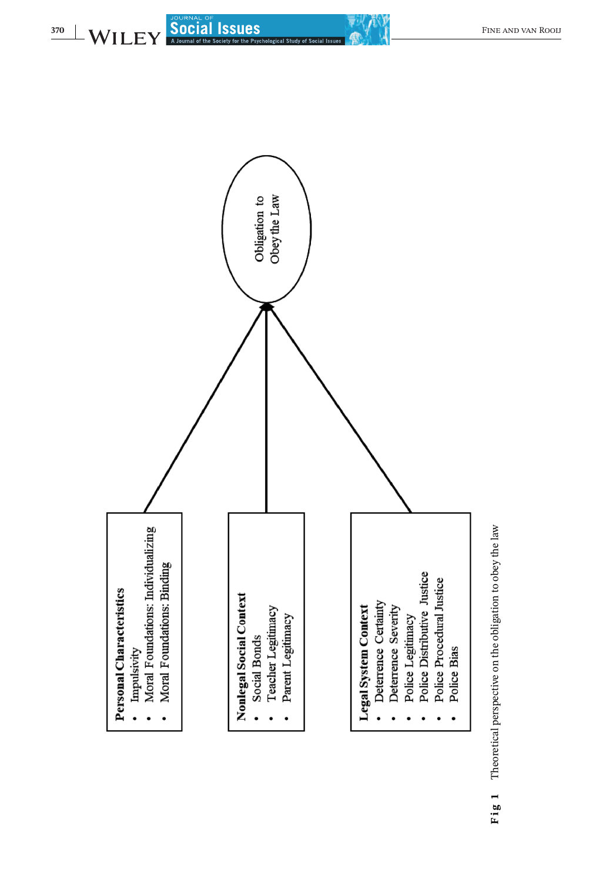**Personal Characteristics**
- Impulsivity
- Moral Foundations: Individualizing
- Moral Foundations: Binding

**Nonlegal Social Context**
- Social Bonds
- Teacher Legitimacy
- Parent Legitimacy

**Legal System Context**
- Deterrence Certainty
- Deterrence Severity
- Police Legitimacy
- Police Distributive Justice
- Police Procedural Justice
- Police Bias

Obligation to Obey the Law

**Fig 1** Theoretical perspective on the obligation to obey the law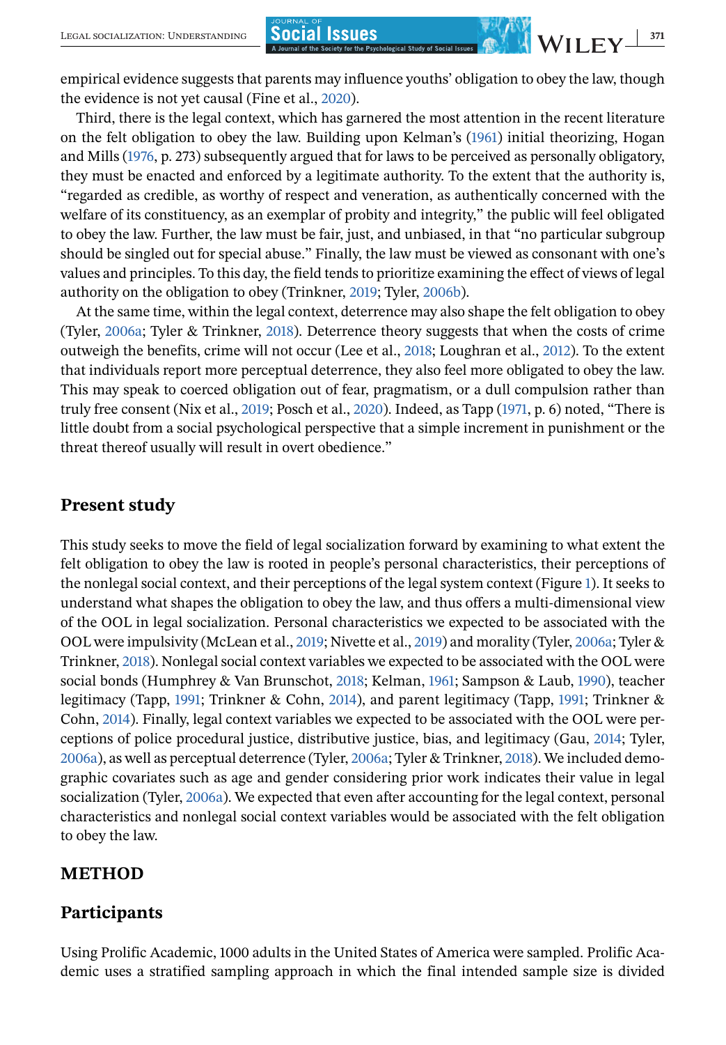empirical evidence suggests that parents may influence youths' obligation to obey the law, though the evidence is not yet causal (Fine et al., 2020).

Third, there is the legal context, which has garnered the most attention in the recent literature on the felt obligation to obey the law. Building upon Kelman's (1961) initial theorizing, Hogan and Mills (1976, p. 273) subsequently argued that for laws to be perceived as personally obligatory, they must be enacted and enforced by a legitimate authority. To the extent that the authority is, "regarded as credible, as worthy of respect and veneration, as authentically concerned with the welfare of its constituency, as an exemplar of probity and integrity," the public will feel obligated to obey the law. Further, the law must be fair, just, and unbiased, in that "no particular subgroup should be singled out for special abuse." Finally, the law must be viewed as consonant with one's values and principles. To this day, the field tends to prioritize examining the effect of views of legal authority on the obligation to obey (Trinkner, 2019; Tyler, 2006b).

At the same time, within the legal context, deterrence may also shape the felt obligation to obey (Tyler, 2006a; Tyler & Trinkner, 2018). Deterrence theory suggests that when the costs of crime outweigh the benefits, crime will not occur (Lee et al., 2018; Loughran et al., 2012). To the extent that individuals report more perceptual deterrence, they also feel more obligated to obey the law. This may speak to coerced obligation out of fear, pragmatism, or a dull compulsion rather than truly free consent (Nix et al., 2019; Posch et al., 2020). Indeed, as Tapp (1971, p. 6) noted, "There is little doubt from a social psychological perspective that a simple increment in punishment or the threat thereof usually will result in overt obedience."

## Present study

This study seeks to move the field of legal socialization forward by examining to what extent the felt obligation to obey the law is rooted in people's personal characteristics, their perceptions of the nonlegal social context, and their perceptions of the legal system context (Figure 1). It seeks to understand what shapes the obligation to obey the law, and thus offers a multi-dimensional view of the OOL in legal socialization. Personal characteristics we expected to be associated with the OOL were impulsivity (McLean et al., 2019; Nivette et al., 2019) and morality (Tyler, 2006a; Tyler & Trinkner, 2018). Nonlegal social context variables we expected to be associated with the OOL were social bonds (Humphrey & Van Brunschot, 2018; Kelman, 1961; Sampson & Laub, 1990), teacher legitimacy (Tapp, 1991; Trinkner & Cohn, 2014), and parent legitimacy (Tapp, 1991; Trinkner & Cohn, 2014). Finally, legal context variables we expected to be associated with the OOL were perceptions of police procedural justice, distributive justice, bias, and legitimacy (Gau, 2014; Tyler, 2006a), as well as perceptual deterrence (Tyler, 2006a; Tyler & Trinkner, 2018). We included demographic covariates such as age and gender considering prior work indicates their value in legal socialization (Tyler, 2006a). We expected that even after accounting for the legal context, personal characteristics and nonlegal social context variables would be associated with the felt obligation to obey the law.

## METHOD

## Participants

Using Prolific Academic, 1000 adults in the United States of America were sampled. Prolific Academic uses a stratified sampling approach in which the final intended sample size is divided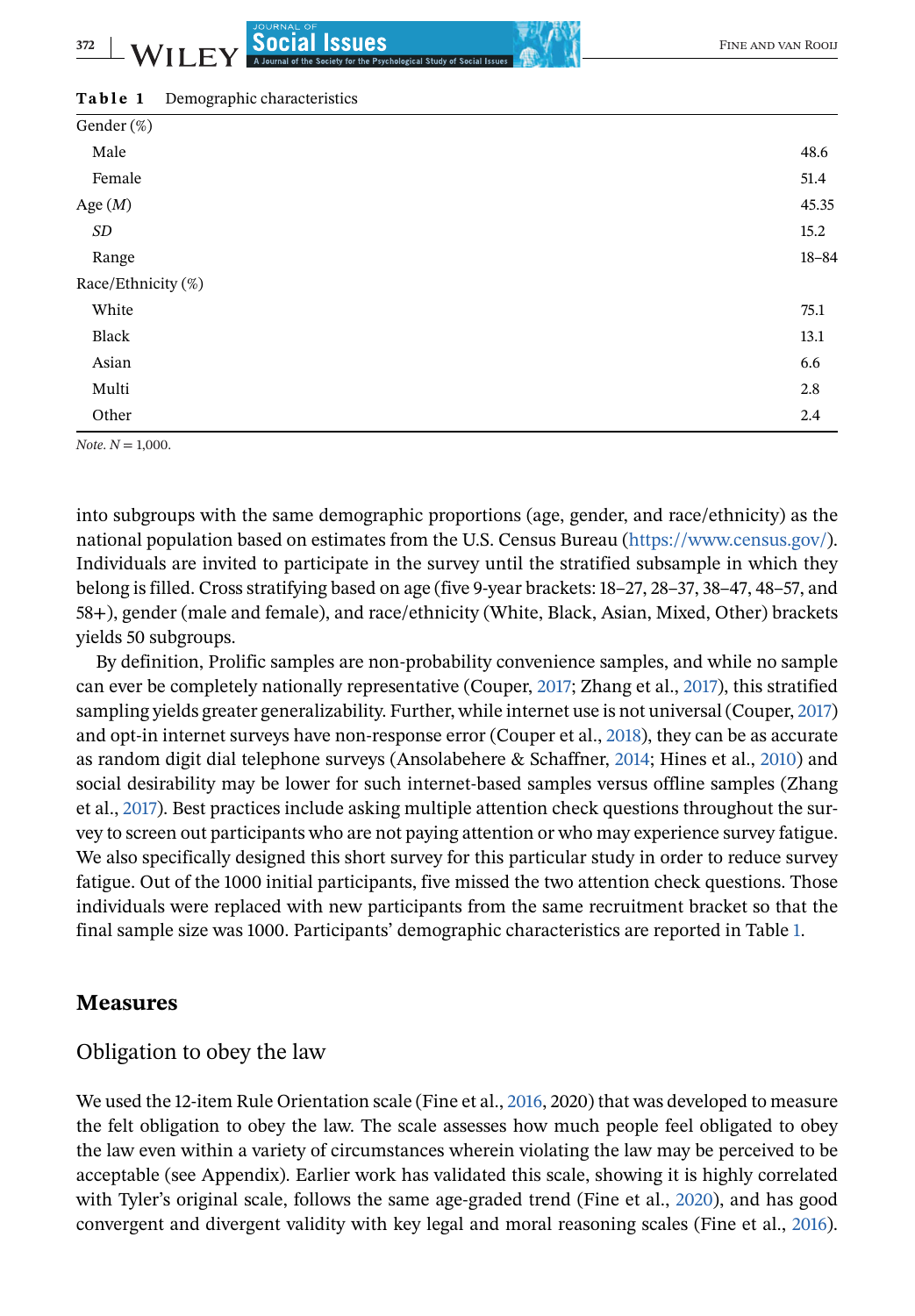**Table 1** Demographic characteristics

| | |
|---|---|
| Gender (%) | |
| Male | 48.6 |
| Female | 51.4 |
| Age (*M*) | 45.35 |
| *SD* | 15.2 |
| Range | 18–84 |
| Race/Ethnicity (%) | |
| White | 75.1 |
| Black | 13.1 |
| Asian | 6.6 |
| Multi | 2.8 |
| Other | 2.4 |

*Note*. $N = 1{,}000$.

into subgroups with the same demographic proportions (age, gender, and race/ethnicity) as the national population based on estimates from the U.S. Census Bureau (https://www.census.gov/). Individuals are invited to participate in the survey until the stratified subsample in which they belong is filled. Cross stratifying based on age (five 9-year brackets: 18–27, 28–37, 38–47, 48–57, and 58+), gender (male and female), and race/ethnicity (White, Black, Asian, Mixed, Other) brackets yields 50 subgroups.

By definition, Prolific samples are non-probability convenience samples, and while no sample can ever be completely nationally representative (Couper, 2017; Zhang et al., 2017), this stratified sampling yields greater generalizability. Further, while internet use is not universal (Couper, 2017) and opt-in internet surveys have non-response error (Couper et al., 2018), they can be as accurate as random digit dial telephone surveys (Ansolabehere & Schaffner, 2014; Hines et al., 2010) and social desirability may be lower for such internet-based samples versus offline samples (Zhang et al., 2017). Best practices include asking multiple attention check questions throughout the survey to screen out participants who are not paying attention or who may experience survey fatigue. We also specifically designed this short survey for this particular study in order to reduce survey fatigue. Out of the 1000 initial participants, five missed the two attention check questions. Those individuals were replaced with new participants from the same recruitment bracket so that the final sample size was 1000. Participants' demographic characteristics are reported in Table 1.

## Measures

### Obligation to obey the law

We used the 12-item Rule Orientation scale (Fine et al., 2016, 2020) that was developed to measure the felt obligation to obey the law. The scale assesses how much people feel obligated to obey the law even within a variety of circumstances wherein violating the law may be perceived to be acceptable (see Appendix). Earlier work has validated this scale, showing it is highly correlated with Tyler's original scale, follows the same age-graded trend (Fine et al., 2020), and has good convergent and divergent validity with key legal and moral reasoning scales (Fine et al., 2016).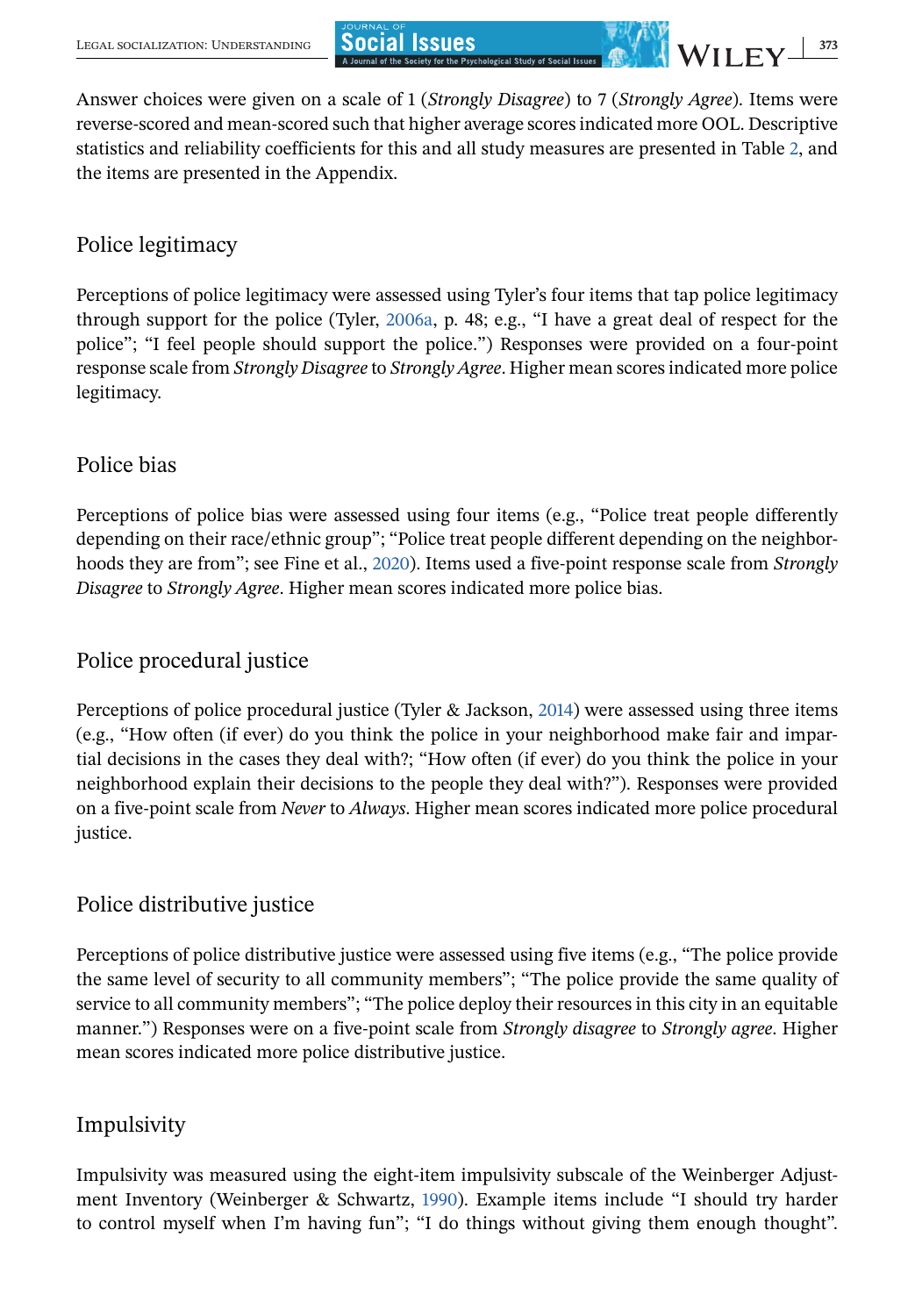Answer choices were given on a scale of 1 (*Strongly Disagree*) to 7 (*Strongly Agree*). Items were reverse-scored and mean-scored such that higher average scores indicated more OOL. Descriptive statistics and reliability coefficients for this and all study measures are presented in Table 2, and the items are presented in the Appendix.

### Police legitimacy

Perceptions of police legitimacy were assessed using Tyler's four items that tap police legitimacy through support for the police (Tyler, 2006a, p. 48; e.g., "I have a great deal of respect for the police"; "I feel people should support the police.") Responses were provided on a four-point response scale from *Strongly Disagree* to *Strongly Agree*. Higher mean scores indicated more police legitimacy.

### Police bias

Perceptions of police bias were assessed using four items (e.g., "Police treat people differently depending on their race/ethnic group"; "Police treat people different depending on the neighborhoods they are from"; see Fine et al., 2020). Items used a five-point response scale from *Strongly Disagree* to *Strongly Agree*. Higher mean scores indicated more police bias.

### Police procedural justice

Perceptions of police procedural justice (Tyler & Jackson, 2014) were assessed using three items (e.g., "How often (if ever) do you think the police in your neighborhood make fair and impartial decisions in the cases they deal with?; "How often (if ever) do you think the police in your neighborhood explain their decisions to the people they deal with?"). Responses were provided on a five-point scale from *Never* to *Always*. Higher mean scores indicated more police procedural justice.

### Police distributive justice

Perceptions of police distributive justice were assessed using five items (e.g., "The police provide the same level of security to all community members"; "The police provide the same quality of service to all community members"; "The police deploy their resources in this city in an equitable manner.") Responses were on a five-point scale from *Strongly disagree* to *Strongly agree*. Higher mean scores indicated more police distributive justice.

### Impulsivity

Impulsivity was measured using the eight-item impulsivity subscale of the Weinberger Adjustment Inventory (Weinberger & Schwartz, 1990). Example items include "I should try harder to control myself when I'm having fun"; "I do things without giving them enough thought".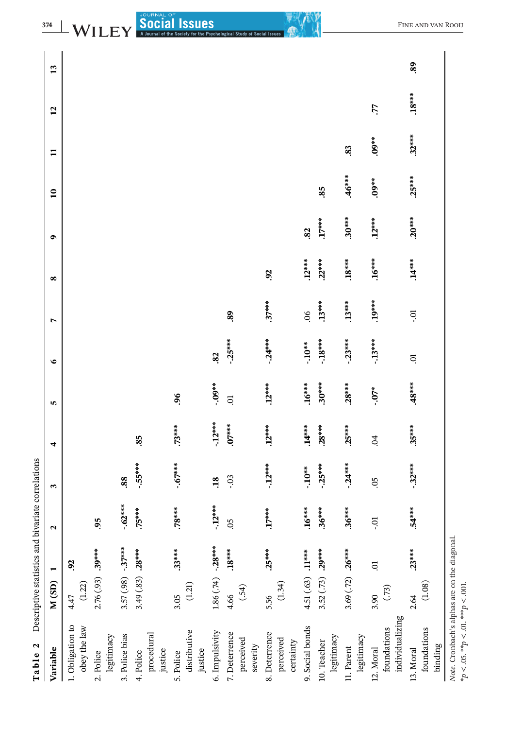**Table 2** Descriptive statistics and bivariate correlations

| Variable | M (SD) | 1 | 2 | 3 | 4 | 5 | 6 | 7 | 8 | 9 | 10 | 11 | 12 | 13 |
|---|---|---|---|---|---|---|---|---|---|---|---|---|---|---|
| 1. Obligation to obey the law | 4.47 (1.22) | **.92** | | | | | | | | | | | | |
| 2. Police legitimacy | 2.76 (.93) | **.39***** | **.95** | | | | | | | | | | | |
| 3. Police bias | 3.57 (.98) | **-.37***** | **-.62***** | **.88** | | | | | | | | | | |
| 4. Police procedural justice | 3.49 (.83) | **.28***** | **.75***** | **-.55***** | **.85** | | | | | | | | | |
| 5. Police distributive justice | 3.05 (1.21) | **.33***** | **.78***** | **-.67***** | **.73***** | **.96** | | | | | | | | |
| 6. Impulsivity | 1.86 (.74) | **-.28***** | **-.12***** | **.18** | **-.12***** | **-.09**** | **.82** | | | | | | | |
| 7. Deterrence perceived severity | 4.66 (.54) | **.18***** | .05 | -.03 | **.07***** | .01 | **-.25***** | **.89** | | | | | | |
| 8. Deterrence perceived certainty | 5.56 (1.34) | **.25***** | **.17***** | **-.12***** | **.12***** | **.12***** | **-.24***** | **.37***** | **.92** | | | | | |
| 9. Social bonds | 4.51 (.63) | **.11***** | **.16***** | **-.10**** | **.14***** | **.16***** | **-.10**** | .06 | **.12***** | **.82** | | | | |
| 10. Teacher legitimacy | 3.52 (.73) | **.29***** | **.36***** | **-.25***** | **.28***** | **.30***** | **-.18***** | **.13***** | **.22***** | **.17***** | **.85** | | | |
| 11. Parent legitimacy | 3.69 (.72) | **.26***** | **.36***** | **-.24***** | **.25***** | **.28***** | **-.23***** | **.13***** | **.18***** | **.30***** | **.46***** | **.83** | | |
| 12. Moral foundations individualizing | 3.90 (.73) | .01 | -.01 | .05 | .04 | **-.07*** | **-.13***** | **.19***** | **.16***** | **.12***** | **.09**** | **.09**** | **.77** | |
| 13. Moral foundations binding | 2.64 (1.08) | **.23***** | **.54***** | **-.32***** | **.35***** | **.48***** | .01 | -.01 | **.14***** | **.20***** | **.25***** | **.32***** | **.18***** | **.89** |

*Note*. Cronbach's alphas are on the diagonal.
*$p < .05$. **$p < .01$. ***$p < .001$.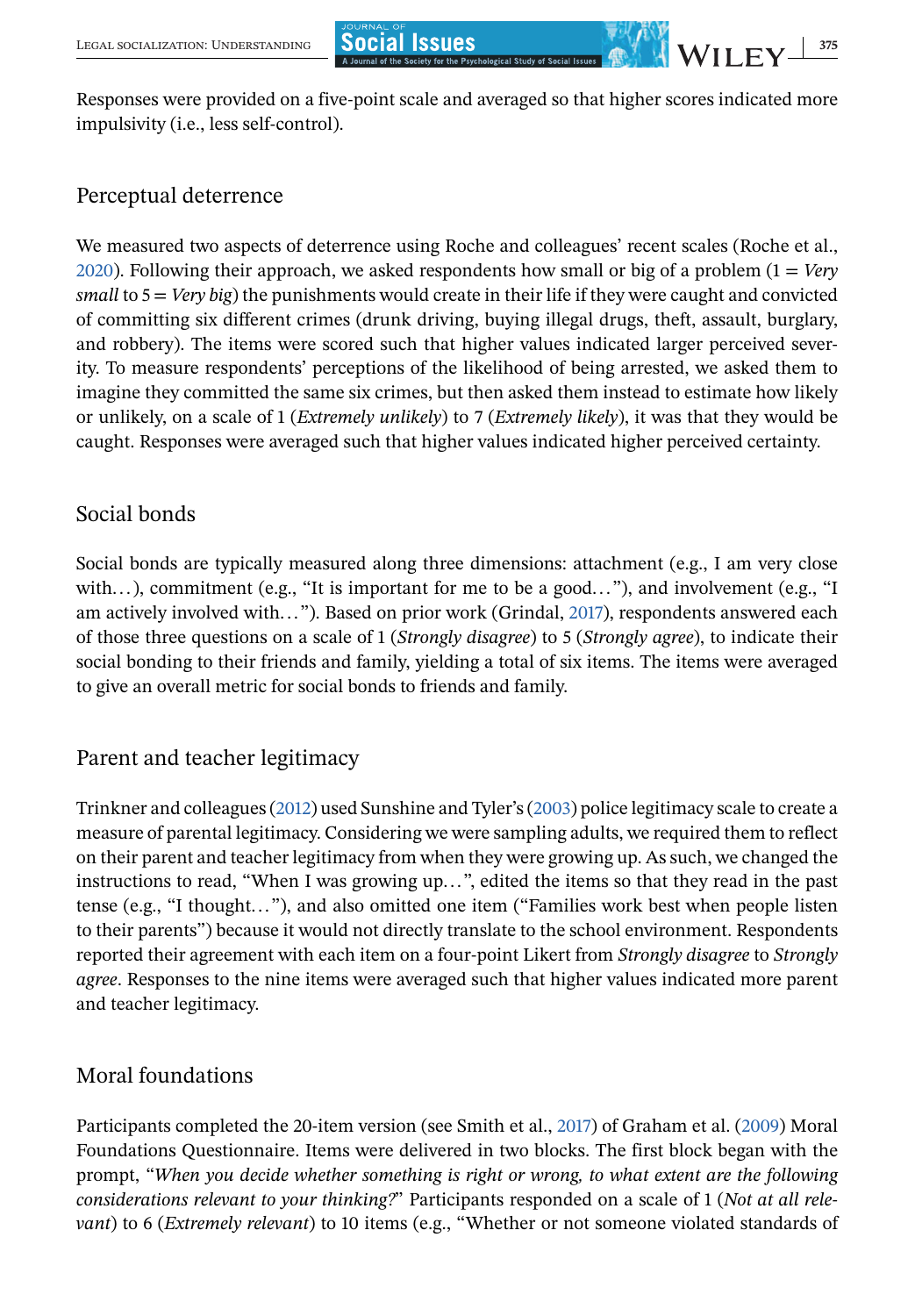Responses were provided on a five-point scale and averaged so that higher scores indicated more impulsivity (i.e., less self-control).

## Perceptual deterrence

We measured two aspects of deterrence using Roche and colleagues' recent scales (Roche et al., 2020). Following their approach, we asked respondents how small or big of a problem (1 = *Very small* to 5 = *Very big*) the punishments would create in their life if they were caught and convicted of committing six different crimes (drunk driving, buying illegal drugs, theft, assault, burglary, and robbery). The items were scored such that higher values indicated larger perceived severity. To measure respondents' perceptions of the likelihood of being arrested, we asked them to imagine they committed the same six crimes, but then asked them instead to estimate how likely or unlikely, on a scale of 1 (*Extremely unlikely*) to 7 (*Extremely likely*), it was that they would be caught. Responses were averaged such that higher values indicated higher perceived certainty.

## Social bonds

Social bonds are typically measured along three dimensions: attachment (e.g., I am very close with…), commitment (e.g., "It is important for me to be a good…"), and involvement (e.g., "I am actively involved with…"). Based on prior work (Grindal, 2017), respondents answered each of those three questions on a scale of 1 (*Strongly disagree*) to 5 (*Strongly agree*), to indicate their social bonding to their friends and family, yielding a total of six items. The items were averaged to give an overall metric for social bonds to friends and family.

## Parent and teacher legitimacy

Trinkner and colleagues (2012) used Sunshine and Tyler's (2003) police legitimacy scale to create a measure of parental legitimacy. Considering we were sampling adults, we required them to reflect on their parent and teacher legitimacy from when they were growing up. As such, we changed the instructions to read, "When I was growing up…", edited the items so that they read in the past tense (e.g., "I thought…"), and also omitted one item ("Families work best when people listen to their parents") because it would not directly translate to the school environment. Respondents reported their agreement with each item on a four-point Likert from *Strongly disagree* to *Strongly agree*. Responses to the nine items were averaged such that higher values indicated more parent and teacher legitimacy.

## Moral foundations

Participants completed the 20-item version (see Smith et al., 2017) of Graham et al. (2009) Moral Foundations Questionnaire. Items were delivered in two blocks. The first block began with the prompt, "*When you decide whether something is right or wrong, to what extent are the following considerations relevant to your thinking?*" Participants responded on a scale of 1 (*Not at all relevant*) to 6 (*Extremely relevant*) to 10 items (e.g., "Whether or not someone violated standards of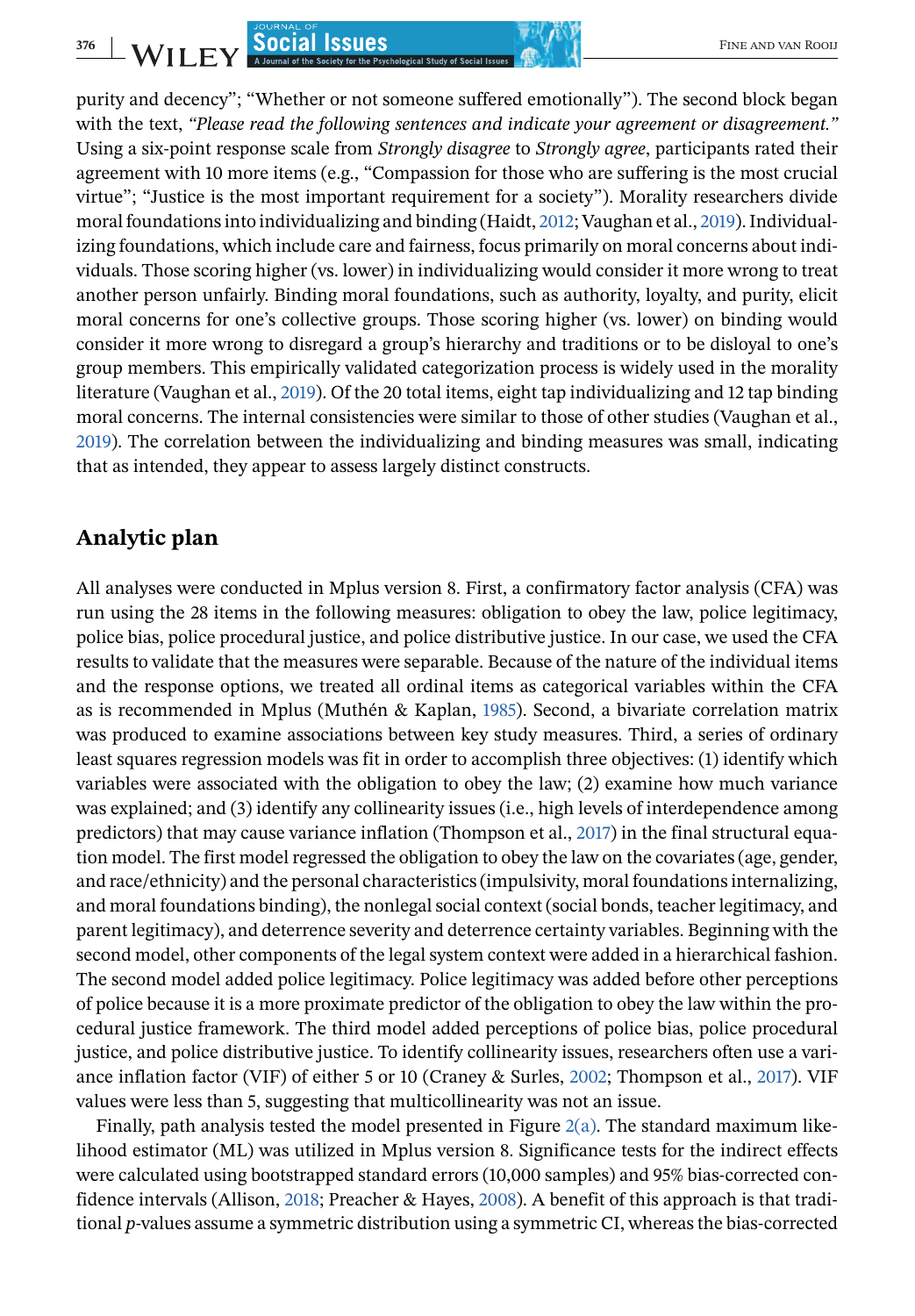purity and decency"; "Whether or not someone suffered emotionally"). The second block began with the text, *"Please read the following sentences and indicate your agreement or disagreement."* Using a six-point response scale from *Strongly disagree* to *Strongly agree*, participants rated their agreement with 10 more items (e.g., "Compassion for those who are suffering is the most crucial virtue"; "Justice is the most important requirement for a society"). Morality researchers divide moral foundations into individualizing and binding (Haidt, 2012; Vaughan et al., 2019). Individualizing foundations, which include care and fairness, focus primarily on moral concerns about individuals. Those scoring higher (vs. lower) in individualizing would consider it more wrong to treat another person unfairly. Binding moral foundations, such as authority, loyalty, and purity, elicit moral concerns for one's collective groups. Those scoring higher (vs. lower) on binding would consider it more wrong to disregard a group's hierarchy and traditions or to be disloyal to one's group members. This empirically validated categorization process is widely used in the morality literature (Vaughan et al., 2019). Of the 20 total items, eight tap individualizing and 12 tap binding moral concerns. The internal consistencies were similar to those of other studies (Vaughan et al., 2019). The correlation between the individualizing and binding measures was small, indicating that as intended, they appear to assess largely distinct constructs.

## Analytic plan

All analyses were conducted in Mplus version 8. First, a confirmatory factor analysis (CFA) was run using the 28 items in the following measures: obligation to obey the law, police legitimacy, police bias, police procedural justice, and police distributive justice. In our case, we used the CFA results to validate that the measures were separable. Because of the nature of the individual items and the response options, we treated all ordinal items as categorical variables within the CFA as is recommended in Mplus (Muthén & Kaplan, 1985). Second, a bivariate correlation matrix was produced to examine associations between key study measures. Third, a series of ordinary least squares regression models was fit in order to accomplish three objectives: (1) identify which variables were associated with the obligation to obey the law; (2) examine how much variance was explained; and (3) identify any collinearity issues (i.e., high levels of interdependence among predictors) that may cause variance inflation (Thompson et al., 2017) in the final structural equation model. The first model regressed the obligation to obey the law on the covariates (age, gender, and race/ethnicity) and the personal characteristics (impulsivity, moral foundations internalizing, and moral foundations binding), the nonlegal social context (social bonds, teacher legitimacy, and parent legitimacy), and deterrence severity and deterrence certainty variables. Beginning with the second model, other components of the legal system context were added in a hierarchical fashion. The second model added police legitimacy. Police legitimacy was added before other perceptions of police because it is a more proximate predictor of the obligation to obey the law within the procedural justice framework. The third model added perceptions of police bias, police procedural justice, and police distributive justice. To identify collinearity issues, researchers often use a variance inflation factor (VIF) of either 5 or 10 (Craney & Surles, 2002; Thompson et al., 2017). VIF values were less than 5, suggesting that multicollinearity was not an issue.

Finally, path analysis tested the model presented in Figure 2(a). The standard maximum likelihood estimator (ML) was utilized in Mplus version 8. Significance tests for the indirect effects were calculated using bootstrapped standard errors (10,000 samples) and 95% bias-corrected confidence intervals (Allison, 2018; Preacher & Hayes, 2008). A benefit of this approach is that traditional *p*-values assume a symmetric distribution using a symmetric CI, whereas the bias-corrected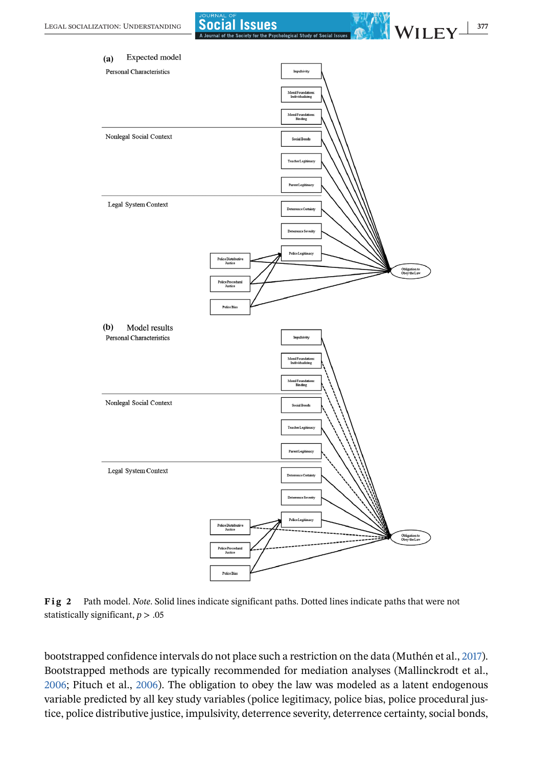**Fig 2** Path model. *Note*. Solid lines indicate significant paths. Dotted lines indicate paths that were not statistically significant, $p > .05$

bootstrapped confidence intervals do not place such a restriction on the data (Muthén et al., 2017). Bootstrapped methods are typically recommended for mediation analyses (Mallinckrodt et al., 2006; Pituch et al., 2006). The obligation to obey the law was modeled as a latent endogenous variable predicted by all key study variables (police legitimacy, police bias, police procedural justice, police distributive justice, impulsivity, deterrence severity, deterrence certainty, social bonds,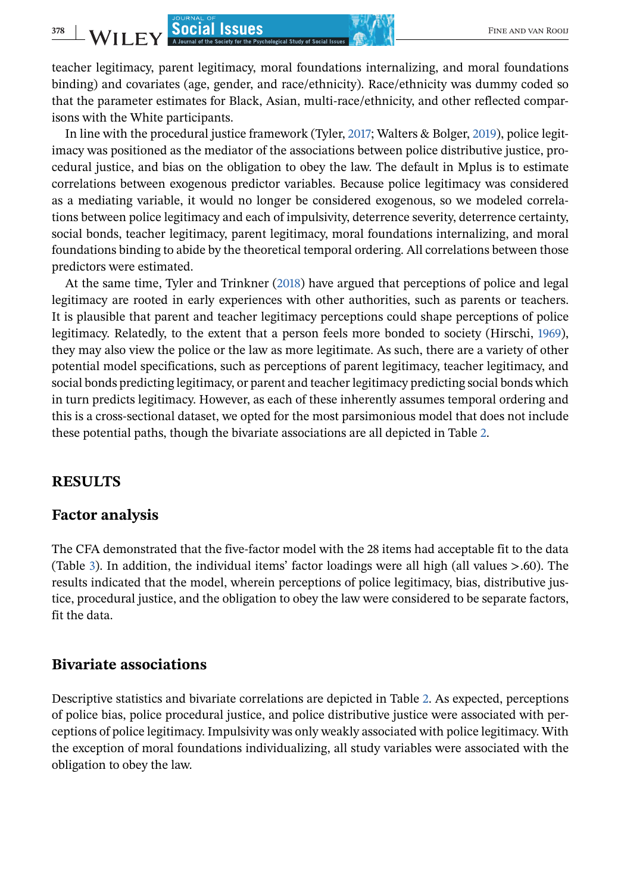teacher legitimacy, parent legitimacy, moral foundations internalizing, and moral foundations binding) and covariates (age, gender, and race/ethnicity). Race/ethnicity was dummy coded so that the parameter estimates for Black, Asian, multi-race/ethnicity, and other reflected comparisons with the White participants.

In line with the procedural justice framework (Tyler, 2017; Walters & Bolger, 2019), police legitimacy was positioned as the mediator of the associations between police distributive justice, procedural justice, and bias on the obligation to obey the law. The default in Mplus is to estimate correlations between exogenous predictor variables. Because police legitimacy was considered as a mediating variable, it would no longer be considered exogenous, so we modeled correlations between police legitimacy and each of impulsivity, deterrence severity, deterrence certainty, social bonds, teacher legitimacy, parent legitimacy, moral foundations internalizing, and moral foundations binding to abide by the theoretical temporal ordering. All correlations between those predictors were estimated.

At the same time, Tyler and Trinkner (2018) have argued that perceptions of police and legal legitimacy are rooted in early experiences with other authorities, such as parents or teachers. It is plausible that parent and teacher legitimacy perceptions could shape perceptions of police legitimacy. Relatedly, to the extent that a person feels more bonded to society (Hirschi, 1969), they may also view the police or the law as more legitimate. As such, there are a variety of other potential model specifications, such as perceptions of parent legitimacy, teacher legitimacy, and social bonds predicting legitimacy, or parent and teacher legitimacy predicting social bonds which in turn predicts legitimacy. However, as each of these inherently assumes temporal ordering and this is a cross-sectional dataset, we opted for the most parsimonious model that does not include these potential paths, though the bivariate associations are all depicted in Table 2.

# RESULTS

## Factor analysis

The CFA demonstrated that the five-factor model with the 28 items had acceptable fit to the data (Table 3). In addition, the individual items' factor loadings were all high (all values >.60). The results indicated that the model, wherein perceptions of police legitimacy, bias, distributive justice, procedural justice, and the obligation to obey the law were considered to be separate factors, fit the data.

## Bivariate associations

Descriptive statistics and bivariate correlations are depicted in Table 2. As expected, perceptions of police bias, police procedural justice, and police distributive justice were associated with perceptions of police legitimacy. Impulsivity was only weakly associated with police legitimacy. With the exception of moral foundations individualizing, all study variables were associated with the obligation to obey the law.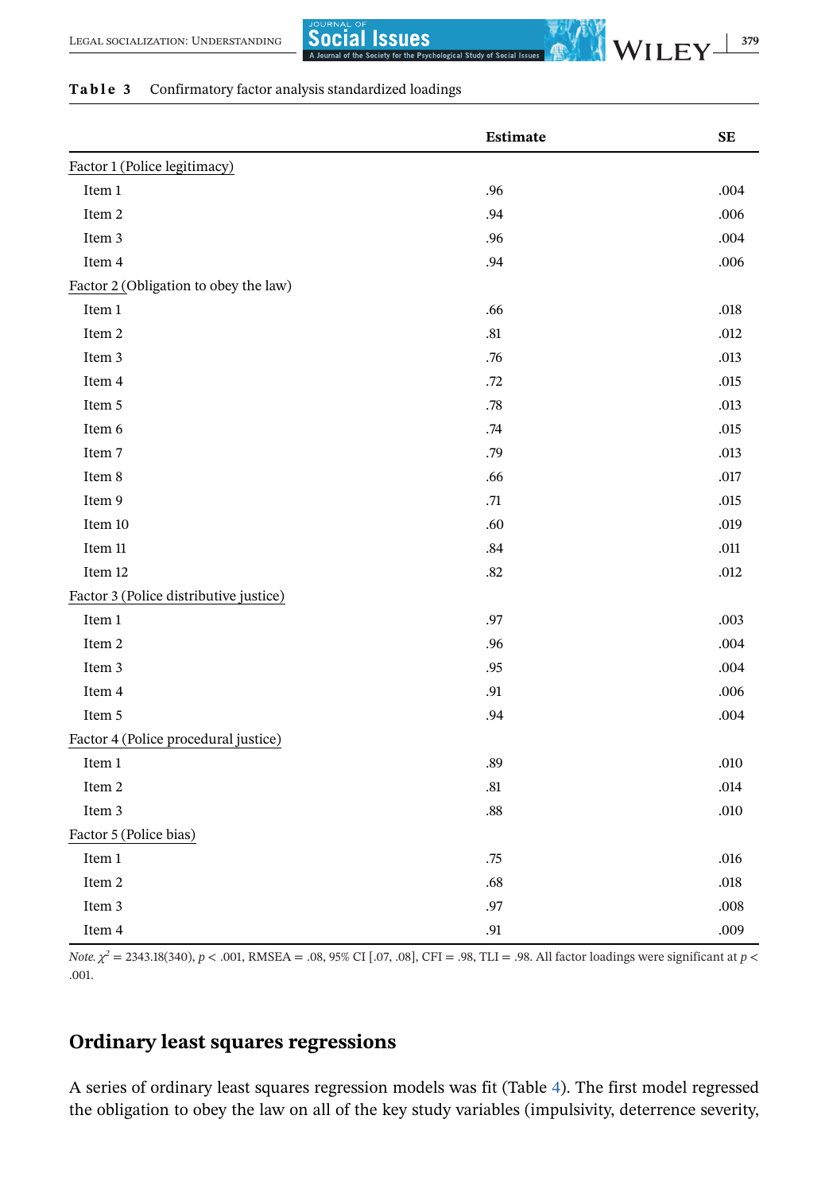**Table 3** Confirmatory factor analysis standardized loadings

| | Estimate | SE |
|---|---|---|
| Factor 1 (Police legitimacy) | | |
| Item 1 | .96 | .004 |
| Item 2 | .94 | .006 |
| Item 3 | .96 | .004 |
| Item 4 | .94 | .006 |
| Factor 2 (Obligation to obey the law) | | |
| Item 1 | .66 | .018 |
| Item 2 | .81 | .012 |
| Item 3 | .76 | .013 |
| Item 4 | .72 | .015 |
| Item 5 | .78 | .013 |
| Item 6 | .74 | .015 |
| Item 7 | .79 | .013 |
| Item 8 | .66 | .017 |
| Item 9 | .71 | .015 |
| Item 10 | .60 | .019 |
| Item 11 | .84 | .011 |
| Item 12 | .82 | .012 |
| Factor 3 (Police distributive justice) | | |
| Item 1 | .97 | .003 |
| Item 2 | .96 | .004 |
| Item 3 | .95 | .004 |
| Item 4 | .91 | .006 |
| Item 5 | .94 | .004 |
| Factor 4 (Police procedural justice) | | |
| Item 1 | .89 | .010 |
| Item 2 | .81 | .014 |
| Item 3 | .88 | .010 |
| Factor 5 (Police bias) | | |
| Item 1 | .75 | .016 |
| Item 2 | .68 | .018 |
| Item 3 | .97 | .008 |
| Item 4 | .91 | .009 |

*Note.* $\chi^2$ = 2343.18(340), $p < .001$, RMSEA = .08, 95% CI [.07, .08], CFI = .98, TLI = .98. All factor loadings were significant at $p < .001$.

## Ordinary least squares regressions

A series of ordinary least squares regression models was fit (Table 4). The first model regressed the obligation to obey the law on all of the key study variables (impulsivity, deterrence severity,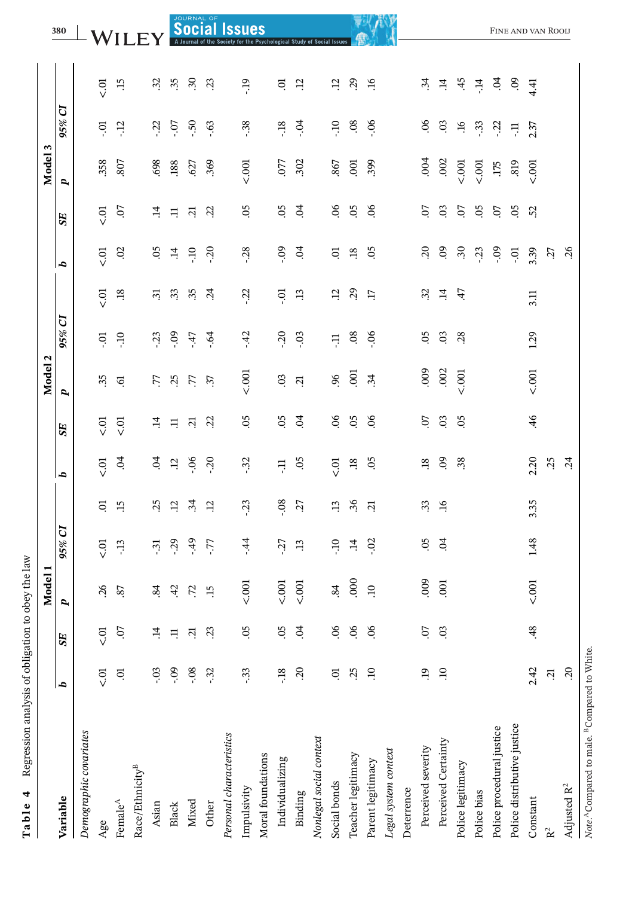**Table 4** Regression analysis of obligation to obey the law

| Variable | Model 1 | | | | Model 2 | | | | Model 3 | | | |
|---|---|---|---|---|---|---|---|---|---|---|---|---|
| | *b* | *SE* | *p* | *95% CI* | *b* | *SE* | *p* | *95% CI* | *b* | *SE* | *p* | *95% CI* |
| *Demographic covariates* | | | | | | | | | | | | |
| Age | <.01 | <.01 | .26 | <.01 .01 | <.01 | <.01 | .35 | -.01 <.01 | <.01 | <.01 | .358 | -.01 <.01 |
| Female[A] | .01 | .07 | .87 | -.13 .15 | .04 | <.01 | .61 | -.10 .18 | .02 | .07 | .807 | -.12 .15 |
| Race/Ethnicity[B] | | | | | | | | | | | | |
| Asian | -.03 | .14 | .84 | -.31 .25 | .04 | .14 | .77 | -.23 .31 | .05 | .14 | .698 | -.22 .32 |
| Black | -.09 | .11 | .42 | -.29 .12 | .12 | .11 | .25 | -.09 .33 | .14 | .11 | .188 | -.07 .35 |
| Mixed | -.08 | .21 | .72 | -.49 .34 | -.06 | .21 | .77 | -.47 .35 | -.10 | .21 | .627 | -.50 .30 |
| Other | -.32 | .23 | .15 | -.77 .12 | -.20 | .22 | .37 | -.64 .24 | -.20 | .22 | .369 | -.63 .23 |
| *Personal characteristics* | | | | | | | | | | | | |
| Impulsivity | -.33 | .05 | <.001 | -.44 -.23 | -.32 | .05 | <.001 | -.42 -.22 | -.28 | .05 | <.001 | -.38 -.19 |
| Moral foundations | | | | | | | | | | | | |
| Individualizing | -.18 | .05 | <.001 | -.27 -.08 | -.11 | .05 | .03 | -.20 -.01 | -.09 | .05 | .077 | -.18 .01 |
| Binding | .20 | .04 | <.001 | .13 .27 | .05 | .04 | .21 | -.03 .13 | .04 | .04 | .302 | -.04 .12 |
| *Nonlegal social context* | | | | | | | | | | | | |
| Social bonds | .01 | .06 | .84 | -.10 .13 | <.01 | .06 | .96 | -.11 .12 | .01 | .06 | .867 | -.10 .12 |
| Teacher legitimacy | .25 | .06 | .000 | .14 .36 | .18 | .05 | .001 | .08 .29 | .18 | .05 | .001 | .08 .29 |
| Parent legitimacy | .10 | .06 | .10 | -.02 .21 | .05 | .06 | .34 | -.06 .17 | .05 | .06 | .399 | -.06 .16 |
| *Legal system context* | | | | | | | | | | | | |
| Deterrence | | | | | | | | | | | | |
| Perceived severity | .19 | .07 | .009 | .05 .33 | .18 | .07 | .009 | .05 .32 | .20 | .07 | .004 | .06 .34 |
| Perceived Certainty | .10 | .03 | .001 | .04 .16 | .09 | .03 | .002 | .03 .14 | .09 | .03 | .002 | .03 .14 |
| Police legitimacy | | | | | .38 | .05 | <.001 | .28 .47 | .30 | .07 | <.001 | .16 .45 |
| Police bias | | | | | | | | | -.23 | .05 | <.001 | -.33 -.14 |
| Police procedural justice | | | | | | | | | -.09 | .07 | .175 | -.22 .04 |
| Police distributive justice | | | | | | | | | -.01 | .05 | .819 | -.11 .09 |
| Constant | 2.42 | .48 | <.001 | 1.48 3.35 | 2.20 | .46 | <.001 | 1.29 3.11 | 3.39 | .52 | <.001 | 2.37 4.41 |
| $R^2$ | .21 | | | | .25 | | | | .27 | | | |
| Adjusted $R^2$ | .20 | | | | .24 | | | | .26 | | | |

*Note.* [A]Compared to male. [B]Compared to White.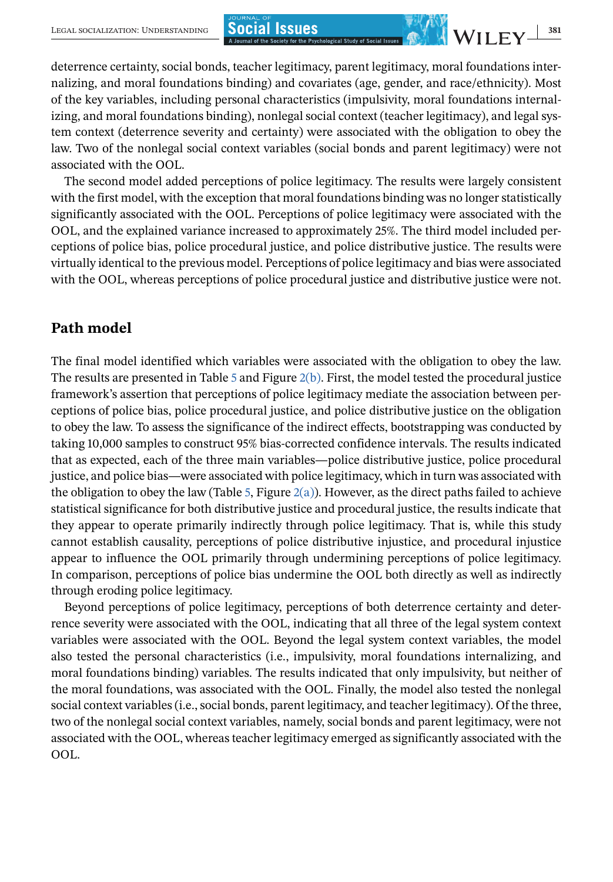deterrence certainty, social bonds, teacher legitimacy, parent legitimacy, moral foundations internalizing, and moral foundations binding) and covariates (age, gender, and race/ethnicity). Most of the key variables, including personal characteristics (impulsivity, moral foundations internalizing, and moral foundations binding), nonlegal social context (teacher legitimacy), and legal system context (deterrence severity and certainty) were associated with the obligation to obey the law. Two of the nonlegal social context variables (social bonds and parent legitimacy) were not associated with the OOL.

The second model added perceptions of police legitimacy. The results were largely consistent with the first model, with the exception that moral foundations binding was no longer statistically significantly associated with the OOL. Perceptions of police legitimacy were associated with the OOL, and the explained variance increased to approximately 25%. The third model included perceptions of police bias, police procedural justice, and police distributive justice. The results were virtually identical to the previous model. Perceptions of police legitimacy and bias were associated with the OOL, whereas perceptions of police procedural justice and distributive justice were not.

## Path model

The final model identified which variables were associated with the obligation to obey the law. The results are presented in Table 5 and Figure 2(b). First, the model tested the procedural justice framework's assertion that perceptions of police legitimacy mediate the association between perceptions of police bias, police procedural justice, and police distributive justice on the obligation to obey the law. To assess the significance of the indirect effects, bootstrapping was conducted by taking 10,000 samples to construct 95% bias-corrected confidence intervals. The results indicated that as expected, each of the three main variables—police distributive justice, police procedural justice, and police bias—were associated with police legitimacy, which in turn was associated with the obligation to obey the law (Table 5, Figure 2(a)). However, as the direct paths failed to achieve statistical significance for both distributive justice and procedural justice, the results indicate that they appear to operate primarily indirectly through police legitimacy. That is, while this study cannot establish causality, perceptions of police distributive injustice, and procedural injustice appear to influence the OOL primarily through undermining perceptions of police legitimacy. In comparison, perceptions of police bias undermine the OOL both directly as well as indirectly through eroding police legitimacy.

Beyond perceptions of police legitimacy, perceptions of both deterrence certainty and deterrence severity were associated with the OOL, indicating that all three of the legal system context variables were associated with the OOL. Beyond the legal system context variables, the model also tested the personal characteristics (i.e., impulsivity, moral foundations internalizing, and moral foundations binding) variables. The results indicated that only impulsivity, but neither of the moral foundations, was associated with the OOL. Finally, the model also tested the nonlegal social context variables (i.e., social bonds, parent legitimacy, and teacher legitimacy). Of the three, two of the nonlegal social context variables, namely, social bonds and parent legitimacy, were not associated with the OOL, whereas teacher legitimacy emerged as significantly associated with the OOL.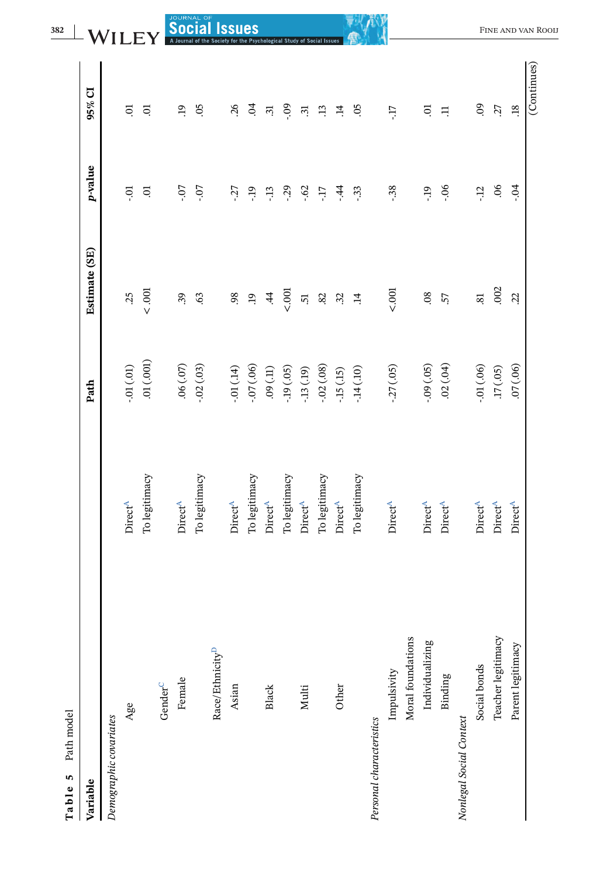**Table 5** Path model

| Variable | | Path | Estimate (SE) | *p*-value | 95% CI |
|---|---|---|---|---|---|
| *Demographic covariates* | | | | | |
| Age | Direct[A] | -.01 (.01) | .25 | -.01 | .01 |
| | To legitimacy | .01 (.001) | < .001 | .01 | .01 |
| Gender[C] | | | | | |
| Female | Direct[A] | .06 (.07) | .39 | -.07 | .19 |
| | To legitimacy | -.02 (.03) | .63 | -.07 | .05 |
| Race/Ethnicity[D] | | | | | |
| Asian | Direct[A] | -.01 (.14) | .98 | -.27 | .26 |
| | To legitimacy | -.07 (.06) | .19 | -.19 | .04 |
| Black | Direct[A] | .09 (.11) | .44 | -.13 | .31 |
| | To legitimacy | -.19 (.05) | <.001 | -.29 | -.09 |
| Multi | Direct[A] | -.13 (.19) | .51 | -.62 | .31 |
| | To legitimacy | -.02 (.08) | .82 | -.17 | .13 |
| Other | Direct[A] | -.15 (.15) | .32 | -.44 | .14 |
| | To legitimacy | -.14 (.10) | .14 | -.33 | .05 |
| *Personal characteristics* | | | | | |
| Impulsivity | Direct[A] | -.27 (.05) | <.001 | -.38 | -.17 |
| Moral foundations | | | | | |
| Individualizing | Direct[A] | -.09 (.05) | .08 | -.19 | .01 |
| Binding | Direct[A] | .02 (.04) | .57 | -.06 | .11 |
| *Nonlegal Social Context* | | | | | |
| Social bonds | Direct[A] | -.01 (.06) | .81 | -.12 | .09 |
| Teacher legitimacy | Direct[A] | .17 (.05) | .002 | .06 | .27 |
| Parent legitimacy | Direct[A] | .07 (.06) | .22 | -.04 | .18 |

(Continues)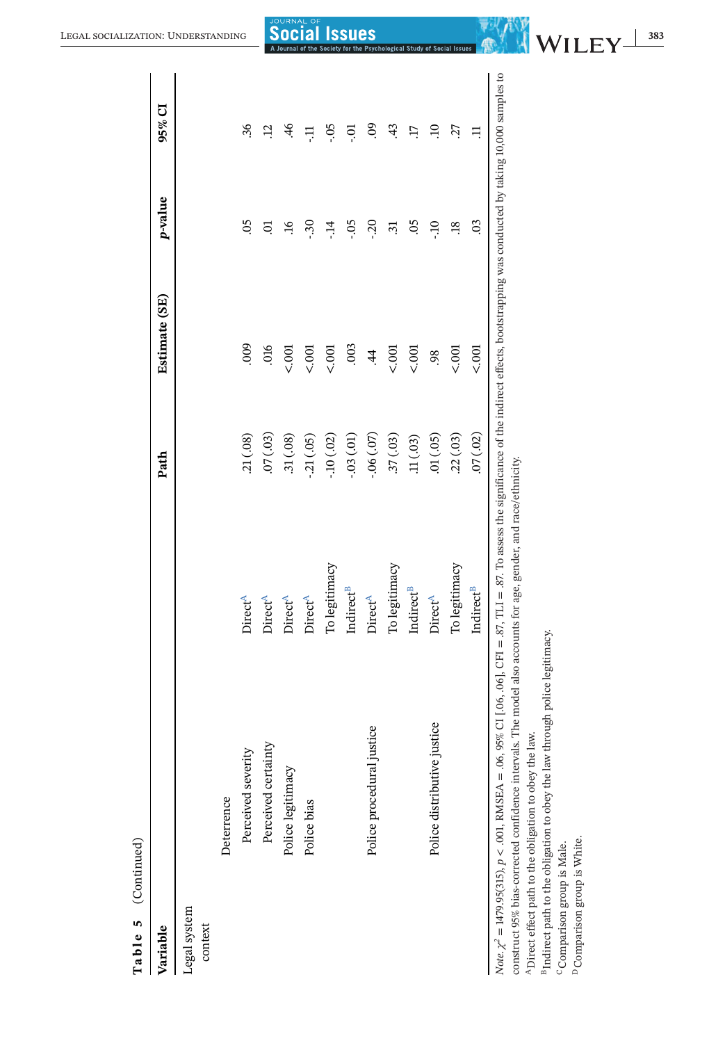**Table 5** (Continued)

| Variable | | Path | Estimate (SE) | p-value | 95% CI |
|---|---|---|---|---|---|
| Legal system context | | | | | |
| Deterrence | | | | | |
| Perceived severity | Direct[A] | .21 (.08) | .009 | .05 | .36 |
| Perceived certainty | Direct[A] | .07 (.03) | .016 | .01 | .12 |
| Police legitimacy | Direct[A] | .31 (.08) | <.001 | .16 | .46 |
| Police bias | Direct[A] | -.21 (.05) | <.001 | -.30 | -.11 |
| | To legitimacy | -.10 (.02) | <.001 | -.14 | -.05 |
| | Indirect[B] | -.03 (.01) | .003 | -.05 | -.01 |
| Police procedural justice | Direct[A] | -.06 (.07) | .44 | -.20 | .09 |
| | To legitimacy | .37 (.03) | <.001 | .31 | .43 |
| | Indirect[B] | .11 (.03) | <.001 | .05 | .17 |
| Police distributive justice | Direct[A] | .01 (.05) | .98 | -.10 | .10 |
| | To legitimacy | .22 (.03) | <.001 | .18 | .27 |
| | Indirect[B] | .07 (.02) | <.001 | .03 | .11 |

*Note*. $\chi^2 = 1479.95(315)$, $p < .001$, RMSEA = .06, 95% CI [.06, .06], CFI = .87, TLI = .87. To assess the significance of the indirect effects, bootstrapping was conducted by taking 10,000 samples to construct 95% bias-corrected confidence intervals. The model also accounts for age, gender, and race/ethnicity.

[A]Direct effect path to the obligation to obey the law.

[B]Indirect path to the obligation to obey the law through police legitimacy.

[C]Comparison group is Male.

[D]Comparison group is White.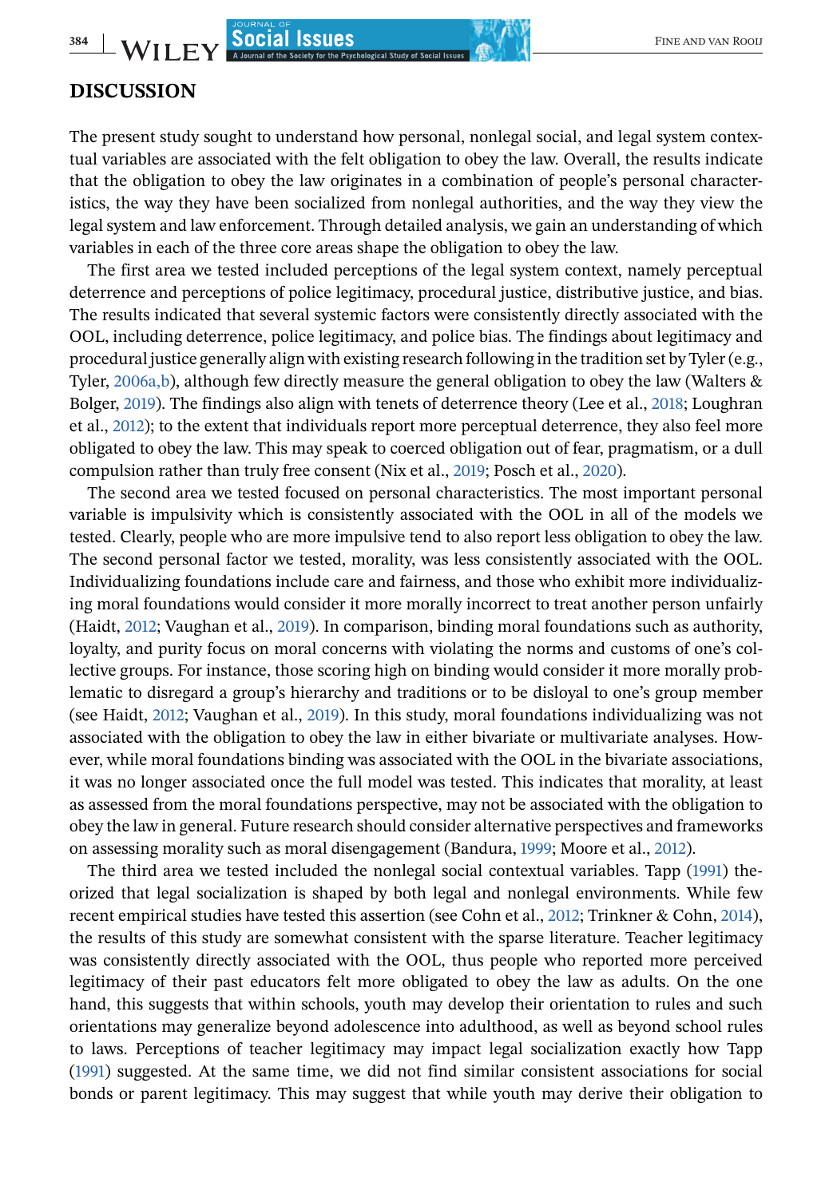## DISCUSSION

The present study sought to understand how personal, nonlegal social, and legal system contextual variables are associated with the felt obligation to obey the law. Overall, the results indicate that the obligation to obey the law originates in a combination of people's personal characteristics, the way they have been socialized from nonlegal authorities, and the way they view the legal system and law enforcement. Through detailed analysis, we gain an understanding of which variables in each of the three core areas shape the obligation to obey the law.

The first area we tested included perceptions of the legal system context, namely perceptual deterrence and perceptions of police legitimacy, procedural justice, distributive justice, and bias. The results indicated that several systemic factors were consistently directly associated with the OOL, including deterrence, police legitimacy, and police bias. The findings about legitimacy and procedural justice generally align with existing research following in the tradition set by Tyler (e.g., Tyler, 2006a,b), although few directly measure the general obligation to obey the law (Walters & Bolger, 2019). The findings also align with tenets of deterrence theory (Lee et al., 2018; Loughran et al., 2012); to the extent that individuals report more perceptual deterrence, they also feel more obligated to obey the law. This may speak to coerced obligation out of fear, pragmatism, or a dull compulsion rather than truly free consent (Nix et al., 2019; Posch et al., 2020).

The second area we tested focused on personal characteristics. The most important personal variable is impulsivity which is consistently associated with the OOL in all of the models we tested. Clearly, people who are more impulsive tend to also report less obligation to obey the law. The second personal factor we tested, morality, was less consistently associated with the OOL. Individualizing foundations include care and fairness, and those who exhibit more individualizing moral foundations would consider it more morally incorrect to treat another person unfairly (Haidt, 2012; Vaughan et al., 2019). In comparison, binding moral foundations such as authority, loyalty, and purity focus on moral concerns with violating the norms and customs of one's collective groups. For instance, those scoring high on binding would consider it more morally problematic to disregard a group's hierarchy and traditions or to be disloyal to one's group member (see Haidt, 2012; Vaughan et al., 2019). In this study, moral foundations individualizing was not associated with the obligation to obey the law in either bivariate or multivariate analyses. However, while moral foundations binding was associated with the OOL in the bivariate associations, it was no longer associated once the full model was tested. This indicates that morality, at least as assessed from the moral foundations perspective, may not be associated with the obligation to obey the law in general. Future research should consider alternative perspectives and frameworks on assessing morality such as moral disengagement (Bandura, 1999; Moore et al., 2012).

The third area we tested included the nonlegal social contextual variables. Tapp (1991) theorized that legal socialization is shaped by both legal and nonlegal environments. While few recent empirical studies have tested this assertion (see Cohn et al., 2012; Trinkner & Cohn, 2014), the results of this study are somewhat consistent with the sparse literature. Teacher legitimacy was consistently directly associated with the OOL, thus people who reported more perceived legitimacy of their past educators felt more obligated to obey the law as adults. On the one hand, this suggests that within schools, youth may develop their orientation to rules and such orientations may generalize beyond adolescence into adulthood, as well as beyond school rules to laws. Perceptions of teacher legitimacy may impact legal socialization exactly how Tapp (1991) suggested. At the same time, we did not find similar consistent associations for social bonds or parent legitimacy. This may suggest that while youth may derive their obligation to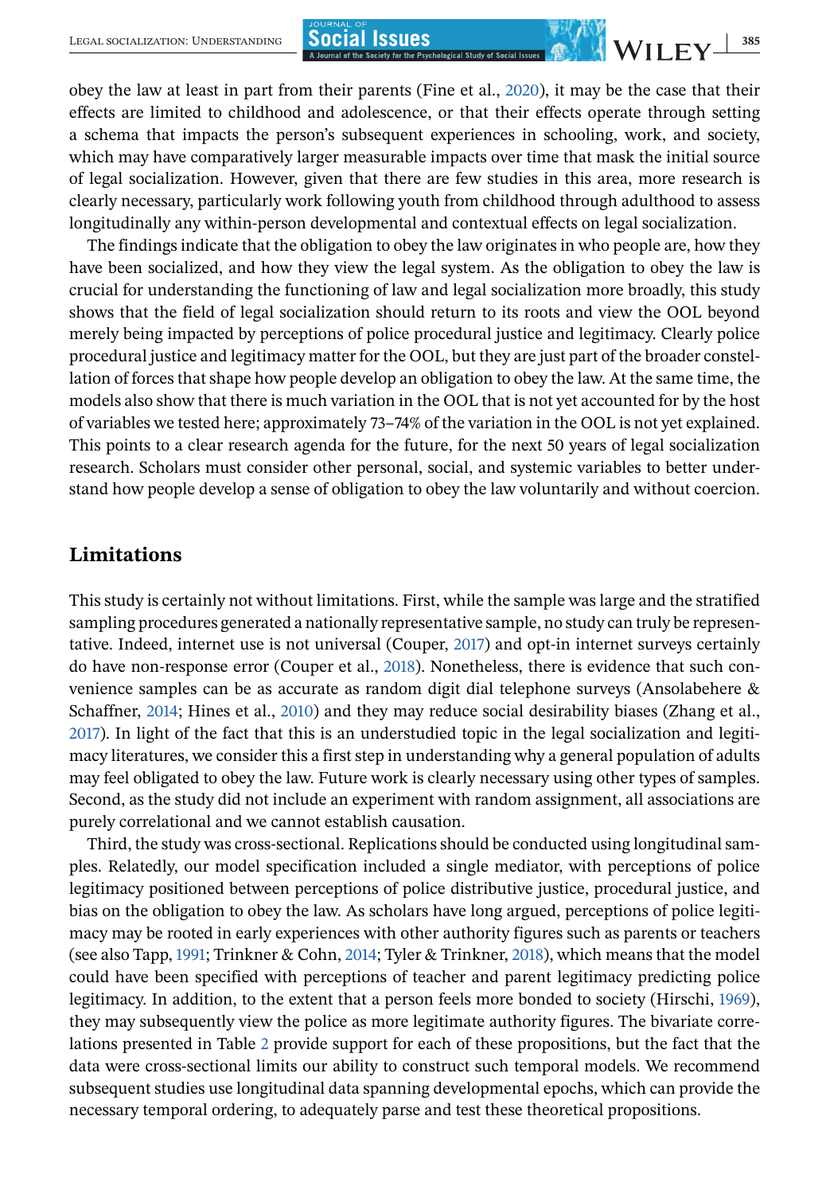obey the law at least in part from their parents (Fine et al., 2020), it may be the case that their effects are limited to childhood and adolescence, or that their effects operate through setting a schema that impacts the person's subsequent experiences in schooling, work, and society, which may have comparatively larger measurable impacts over time that mask the initial source of legal socialization. However, given that there are few studies in this area, more research is clearly necessary, particularly work following youth from childhood through adulthood to assess longitudinally any within-person developmental and contextual effects on legal socialization.

The findings indicate that the obligation to obey the law originates in who people are, how they have been socialized, and how they view the legal system. As the obligation to obey the law is crucial for understanding the functioning of law and legal socialization more broadly, this study shows that the field of legal socialization should return to its roots and view the OOL beyond merely being impacted by perceptions of police procedural justice and legitimacy. Clearly police procedural justice and legitimacy matter for the OOL, but they are just part of the broader constellation of forces that shape how people develop an obligation to obey the law. At the same time, the models also show that there is much variation in the OOL that is not yet accounted for by the host of variables we tested here; approximately 73–74% of the variation in the OOL is not yet explained. This points to a clear research agenda for the future, for the next 50 years of legal socialization research. Scholars must consider other personal, social, and systemic variables to better understand how people develop a sense of obligation to obey the law voluntarily and without coercion.

## Limitations

This study is certainly not without limitations. First, while the sample was large and the stratified sampling procedures generated a nationally representative sample, no study can truly be representative. Indeed, internet use is not universal (Couper, 2017) and opt-in internet surveys certainly do have non-response error (Couper et al., 2018). Nonetheless, there is evidence that such convenience samples can be as accurate as random digit dial telephone surveys (Ansolabehere & Schaffner, 2014; Hines et al., 2010) and they may reduce social desirability biases (Zhang et al., 2017). In light of the fact that this is an understudied topic in the legal socialization and legitimacy literatures, we consider this a first step in understanding why a general population of adults may feel obligated to obey the law. Future work is clearly necessary using other types of samples. Second, as the study did not include an experiment with random assignment, all associations are purely correlational and we cannot establish causation.

Third, the study was cross-sectional. Replications should be conducted using longitudinal samples. Relatedly, our model specification included a single mediator, with perceptions of police legitimacy positioned between perceptions of police distributive justice, procedural justice, and bias on the obligation to obey the law. As scholars have long argued, perceptions of police legitimacy may be rooted in early experiences with other authority figures such as parents or teachers (see also Tapp, 1991; Trinkner & Cohn, 2014; Tyler & Trinkner, 2018), which means that the model could have been specified with perceptions of teacher and parent legitimacy predicting police legitimacy. In addition, to the extent that a person feels more bonded to society (Hirschi, 1969), they may subsequently view the police as more legitimate authority figures. The bivariate correlations presented in Table 2 provide support for each of these propositions, but the fact that the data were cross-sectional limits our ability to construct such temporal models. We recommend subsequent studies use longitudinal data spanning developmental epochs, which can provide the necessary temporal ordering, to adequately parse and test these theoretical propositions.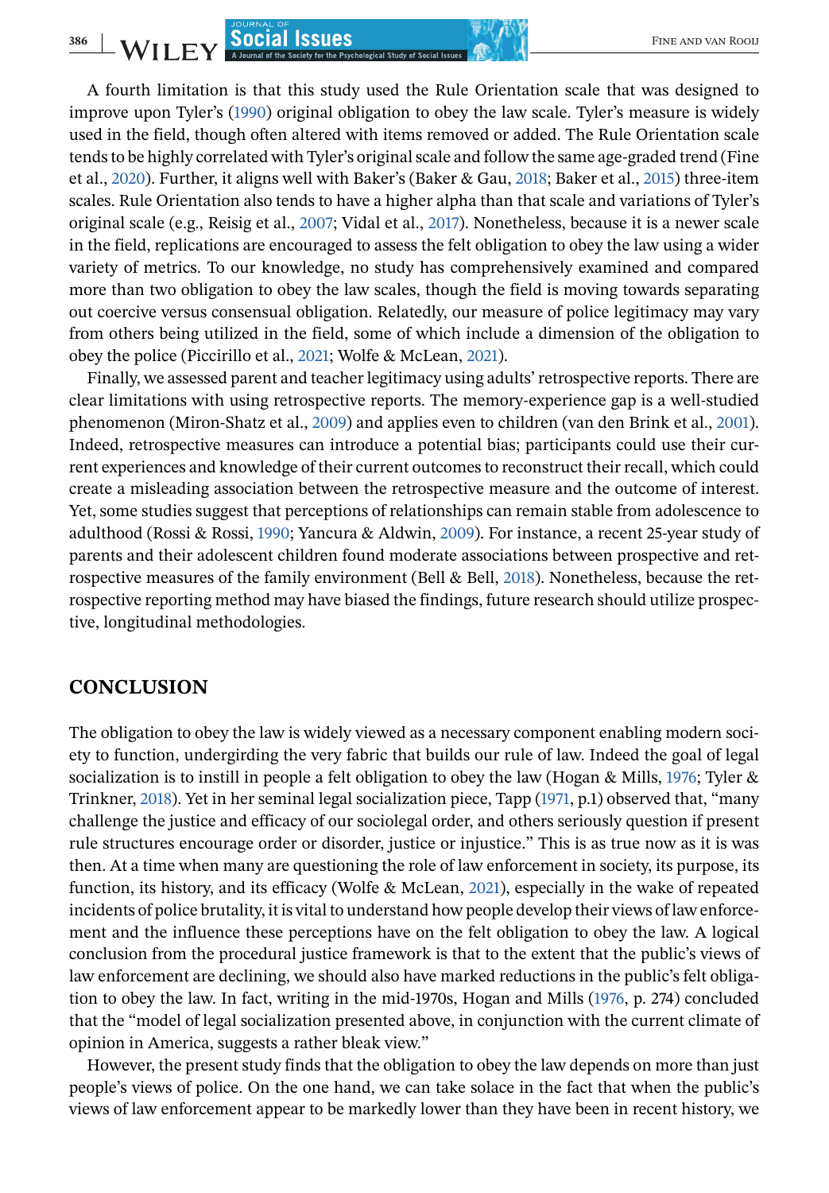A fourth limitation is that this study used the Rule Orientation scale that was designed to improve upon Tyler's (1990) original obligation to obey the law scale. Tyler's measure is widely used in the field, though often altered with items removed or added. The Rule Orientation scale tends to be highly correlated with Tyler's original scale and follow the same age-graded trend (Fine et al., 2020). Further, it aligns well with Baker's (Baker & Gau, 2018; Baker et al., 2015) three-item scales. Rule Orientation also tends to have a higher alpha than that scale and variations of Tyler's original scale (e.g., Reisig et al., 2007; Vidal et al., 2017). Nonetheless, because it is a newer scale in the field, replications are encouraged to assess the felt obligation to obey the law using a wider variety of metrics. To our knowledge, no study has comprehensively examined and compared more than two obligation to obey the law scales, though the field is moving towards separating out coercive versus consensual obligation. Relatedly, our measure of police legitimacy may vary from others being utilized in the field, some of which include a dimension of the obligation to obey the police (Piccirillo et al., 2021; Wolfe & McLean, 2021).

Finally, we assessed parent and teacher legitimacy using adults' retrospective reports. There are clear limitations with using retrospective reports. The memory-experience gap is a well-studied phenomenon (Miron-Shatz et al., 2009) and applies even to children (van den Brink et al., 2001). Indeed, retrospective measures can introduce a potential bias; participants could use their current experiences and knowledge of their current outcomes to reconstruct their recall, which could create a misleading association between the retrospective measure and the outcome of interest. Yet, some studies suggest that perceptions of relationships can remain stable from adolescence to adulthood (Rossi & Rossi, 1990; Yancura & Aldwin, 2009). For instance, a recent 25-year study of parents and their adolescent children found moderate associations between prospective and retrospective measures of the family environment (Bell & Bell, 2018). Nonetheless, because the retrospective reporting method may have biased the findings, future research should utilize prospective, longitudinal methodologies.

## CONCLUSION

The obligation to obey the law is widely viewed as a necessary component enabling modern society to function, undergirding the very fabric that builds our rule of law. Indeed the goal of legal socialization is to instill in people a felt obligation to obey the law (Hogan & Mills, 1976; Tyler & Trinkner, 2018). Yet in her seminal legal socialization piece, Tapp (1971, p.1) observed that, "many challenge the justice and efficacy of our sociolegal order, and others seriously question if present rule structures encourage order or disorder, justice or injustice." This is as true now as it is was then. At a time when many are questioning the role of law enforcement in society, its purpose, its function, its history, and its efficacy (Wolfe & McLean, 2021), especially in the wake of repeated incidents of police brutality, it is vital to understand how people develop their views of law enforcement and the influence these perceptions have on the felt obligation to obey the law. A logical conclusion from the procedural justice framework is that to the extent that the public's views of law enforcement are declining, we should also have marked reductions in the public's felt obligation to obey the law. In fact, writing in the mid-1970s, Hogan and Mills (1976, p. 274) concluded that the "model of legal socialization presented above, in conjunction with the current climate of opinion in America, suggests a rather bleak view."

However, the present study finds that the obligation to obey the law depends on more than just people's views of police. On the one hand, we can take solace in the fact that when the public's views of law enforcement appear to be markedly lower than they have been in recent history, we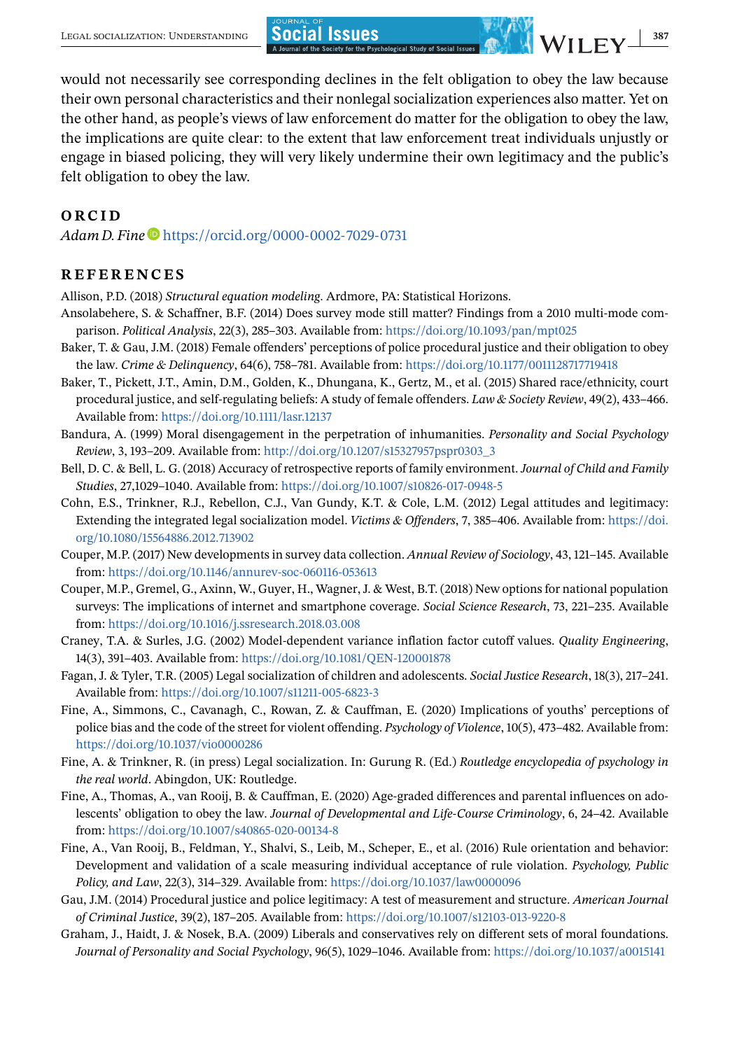would not necessarily see corresponding declines in the felt obligation to obey the law because their own personal characteristics and their nonlegal socialization experiences also matter. Yet on the other hand, as people's views of law enforcement do matter for the obligation to obey the law, the implications are quite clear: to the extent that law enforcement treat individuals unjustly or engage in biased policing, they will very likely undermine their own legitimacy and the public's felt obligation to obey the law.

## ORCID

*Adam D. Fine* https://orcid.org/0000-0002-7029-0731

## REFERENCES

Allison, P.D. (2018) *Structural equation modeling*. Ardmore, PA: Statistical Horizons.

Ansolabehere, S. & Schaffner, B.F. (2014) Does survey mode still matter? Findings from a 2010 multi-mode comparison. *Political Analysis*, 22(3), 285–303. Available from: https://doi.org/10.1093/pan/mpt025

Baker, T. & Gau, J.M. (2018) Female offenders' perceptions of police procedural justice and their obligation to obey the law. *Crime & Delinquency*, 64(6), 758–781. Available from: https://doi.org/10.1177/0011128717719418

Baker, T., Pickett, J.T., Amin, D.M., Golden, K., Dhungana, K., Gertz, M., et al. (2015) Shared race/ethnicity, court procedural justice, and self-regulating beliefs: A study of female offenders. *Law & Society Review*, 49(2), 433–466. Available from: https://doi.org/10.1111/lasr.12137

Bandura, A. (1999) Moral disengagement in the perpetration of inhumanities. *Personality and Social Psychology Review*, 3, 193–209. Available from: http://doi.org/10.1207/s15327957pspr0303_3

Bell, D. C. & Bell, L. G. (2018) Accuracy of retrospective reports of family environment. *Journal of Child and Family Studies*, 27,1029–1040. Available from: https://doi.org/10.1007/s10826-017-0948-5

Cohn, E.S., Trinkner, R.J., Rebellon, C.J., Van Gundy, K.T. & Cole, L.M. (2012) Legal attitudes and legitimacy: Extending the integrated legal socialization model. *Victims & Offenders*, 7, 385–406. Available from: https://doi.org/10.1080/15564886.2012.713902

Couper, M.P. (2017) New developments in survey data collection. *Annual Review of Sociology*, 43, 121–145. Available from: https://doi.org/10.1146/annurev-soc-060116-053613

Couper, M.P., Gremel, G., Axinn, W., Guyer, H., Wagner, J. & West, B.T. (2018) New options for national population surveys: The implications of internet and smartphone coverage. *Social Science Research*, 73, 221–235. Available from: https://doi.org/10.1016/j.ssresearch.2018.03.008

Craney, T.A. & Surles, J.G. (2002) Model-dependent variance inflation factor cutoff values. *Quality Engineering*, 14(3), 391–403. Available from: https://doi.org/10.1081/QEN-120001878

Fagan, J. & Tyler, T.R. (2005) Legal socialization of children and adolescents. *Social Justice Research*, 18(3), 217–241. Available from: https://doi.org/10.1007/s11211-005-6823-3

Fine, A., Simmons, C., Cavanagh, C., Rowan, Z. & Cauffman, E. (2020) Implications of youths' perceptions of police bias and the code of the street for violent offending. *Psychology of Violence*, 10(5), 473–482. Available from: https://doi.org/10.1037/vio0000286

Fine, A. & Trinkner, R. (in press) Legal socialization. In: Gurung R. (Ed.) *Routledge encyclopedia of psychology in the real world*. Abingdon, UK: Routledge.

Fine, A., Thomas, A., van Rooij, B. & Cauffman, E. (2020) Age-graded differences and parental influences on adolescents' obligation to obey the law. *Journal of Developmental and Life-Course Criminology*, 6, 24–42. Available from: https://doi.org/10.1007/s40865-020-00134-8

Fine, A., Van Rooij, B., Feldman, Y., Shalvi, S., Leib, M., Scheper, E., et al. (2016) Rule orientation and behavior: Development and validation of a scale measuring individual acceptance of rule violation. *Psychology, Public Policy, and Law*, 22(3), 314–329. Available from: https://doi.org/10.1037/law0000096

Gau, J.M. (2014) Procedural justice and police legitimacy: A test of measurement and structure. *American Journal of Criminal Justice*, 39(2), 187–205. Available from: https://doi.org/10.1007/s12103-013-9220-8

Graham, J., Haidt, J. & Nosek, B.A. (2009) Liberals and conservatives rely on different sets of moral foundations. *Journal of Personality and Social Psychology*, 96(5), 1029–1046. Available from: https://doi.org/10.1037/a0015141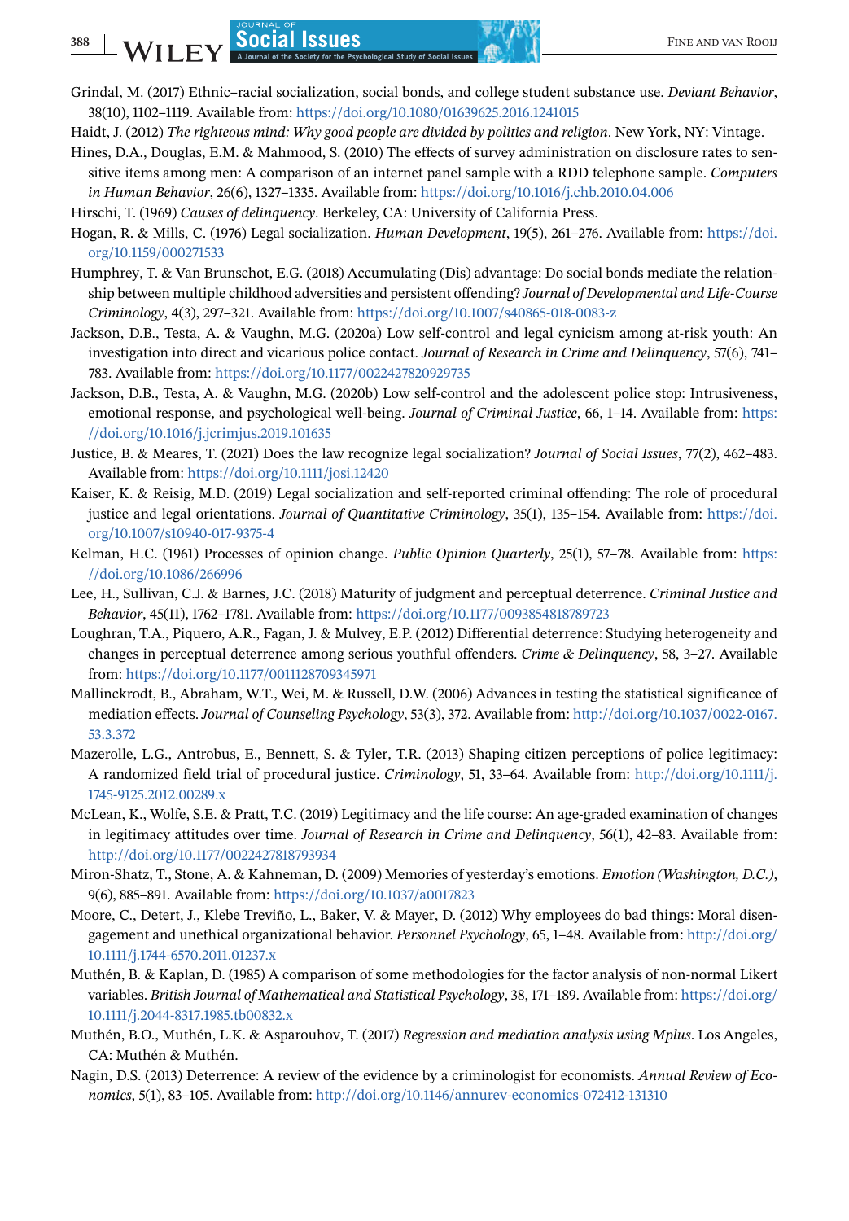Grindal, M. (2017) Ethnic–racial socialization, social bonds, and college student substance use. *Deviant Behavior*, 38(10), 1102–1119. Available from: https://doi.org/10.1080/01639625.2016.1241015

Haidt, J. (2012) *The righteous mind: Why good people are divided by politics and religion*. New York, NY: Vintage.

Hines, D.A., Douglas, E.M. & Mahmood, S. (2010) The effects of survey administration on disclosure rates to sensitive items among men: A comparison of an internet panel sample with a RDD telephone sample. *Computers in Human Behavior*, 26(6), 1327–1335. Available from: https://doi.org/10.1016/j.chb.2010.04.006

Hirschi, T. (1969) *Causes of delinquency*. Berkeley, CA: University of California Press.

Hogan, R. & Mills, C. (1976) Legal socialization. *Human Development*, 19(5), 261–276. Available from: https://doi.org/10.1159/000271533

Humphrey, T. & Van Brunschot, E.G. (2018) Accumulating (Dis) advantage: Do social bonds mediate the relationship between multiple childhood adversities and persistent offending? *Journal of Developmental and Life-Course Criminology*, 4(3), 297–321. Available from: https://doi.org/10.1007/s40865-018-0083-z

Jackson, D.B., Testa, A. & Vaughn, M.G. (2020a) Low self-control and legal cynicism among at-risk youth: An investigation into direct and vicarious police contact. *Journal of Research in Crime and Delinquency*, 57(6), 741–783. Available from: https://doi.org/10.1177/0022427820929735

Jackson, D.B., Testa, A. & Vaughn, M.G (2020b) Low self-control and the adolescent police stop: Intrusiveness, emotional response, and psychological well-being. *Journal of Criminal Justice*, 66, 1–14. Available from: https://doi.org/10.1016/j.jcrimjus.2019.101635

Justice, B. & Meares, T. (2021) Does the law recognize legal socialization? *Journal of Social Issues*, 77(2), 462–483. Available from: https://doi.org/10.1111/josi.12420

Kaiser, K. & Reisig, M.D. (2019) Legal socialization and self-reported criminal offending: The role of procedural justice and legal orientations. *Journal of Quantitative Criminology*, 35(1), 135–154. Available from: https://doi.org/10.1007/s10940-017-9375-4

Kelman, H.C. (1961) Processes of opinion change. *Public Opinion Quarterly*, 25(1), 57–78. Available from: https://doi.org/10.1086/266996

Lee, H., Sullivan, C.J. & Barnes, J.C. (2018) Maturity of judgment and perceptual deterrence. *Criminal Justice and Behavior*, 45(11), 1762–1781. Available from: https://doi.org/10.1177/0093854818789723

Loughran, T.A., Piquero, A.R., Fagan, J. & Mulvey, E.P. (2012) Differential deterrence: Studying heterogeneity and changes in perceptual deterrence among serious youthful offenders. *Crime & Delinquency*, 58, 3–27. Available from: https://doi.org/10.1177/0011128709345971

Mallinckrodt, B., Abraham, W.T., Wei, M. & Russell, D.W. (2006) Advances in testing the statistical significance of mediation effects. *Journal of Counseling Psychology*, 53(3), 372. Available from: http://doi.org/10.1037/0022-0167.53.3.372

Mazerolle, L.G., Antrobus, E., Bennett, S. & Tyler, T.R. (2013) Shaping citizen perceptions of police legitimacy: A randomized field trial of procedural justice. *Criminology*, 51, 33–64. Available from: http://doi.org/10.1111/j.1745-9125.2012.00289.x

McLean, K., Wolfe, S.E. & Pratt, T.C. (2019) Legitimacy and the life course: An age-graded examination of changes in legitimacy attitudes over time. *Journal of Research in Crime and Delinquency*, 56(1), 42–83. Available from: http://doi.org/10.1177/0022427818793934

Miron-Shatz, T., Stone, A. & Kahneman, D. (2009) Memories of yesterday's emotions. *Emotion (Washington, D.C.)*, 9(6), 885–891. Available from: https://doi.org/10.1037/a0017823

Moore, C., Detert, J., Klebe Treviño, L., Baker, V. & Mayer, D. (2012) Why employees do bad things: Moral disengagement and unethical organizational behavior. *Personnel Psychology*, 65, 1–48. Available from: http://doi.org/10.1111/j.1744-6570.2011.01237.x

Muthén, B. & Kaplan, D. (1985) A comparison of some methodologies for the factor analysis of non-normal Likert variables. *British Journal of Mathematical and Statistical Psychology*, 38, 171–189. Available from: https://doi.org/10.1111/j.2044-8317.1985.tb00832.x

Muthén, B.O., Muthén, L.K. & Asparouhov, T. (2017) *Regression and mediation analysis using Mplus*. Los Angeles, CA: Muthén & Muthén.

Nagin, D.S. (2013) Deterrence: A review of the evidence by a criminologist for economists. *Annual Review of Economics*, 5(1), 83–105. Available from: http://doi.org/10.1146/annurev-economics-072412-131310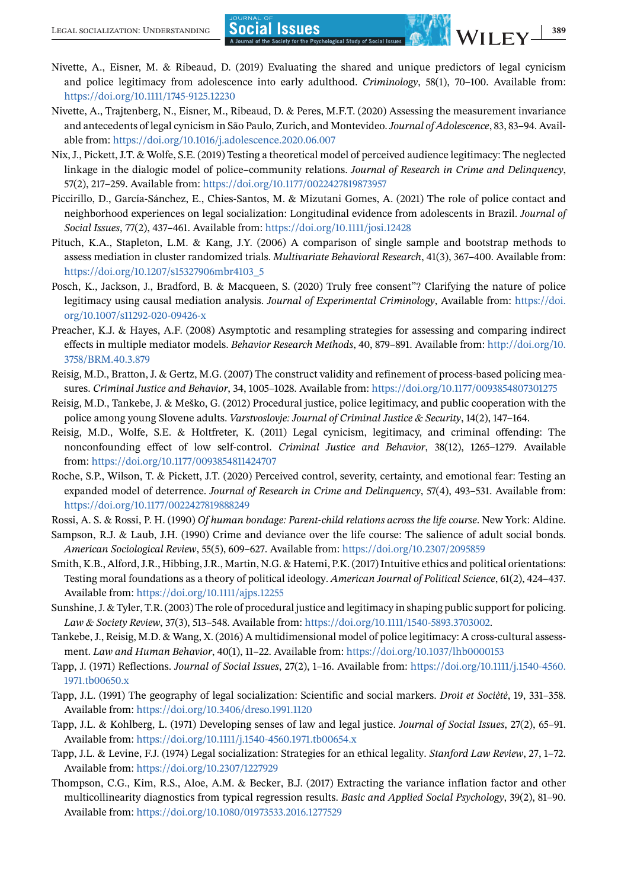Nivette, A., Eisner, M. & Ribeaud, D. (2019) Evaluating the shared and unique predictors of legal cynicism and police legitimacy from adolescence into early adulthood. *Criminology*, 58(1), 70–100. Available from: https://doi.org/10.1111/1745-9125.12230

Nivette, A., Trajtenberg, N., Eisner, M., Ribeaud, D. & Peres, M.F.T. (2020) Assessing the measurement invariance and antecedents of legal cynicism in São Paulo, Zurich, and Montevideo. *Journal of Adolescence*, 83, 83–94. Available from: https://doi.org/10.1016/j.adolescence.2020.06.007

Nix, J., Pickett, J.T. & Wolfe, S.E. (2019) Testing a theoretical model of perceived audience legitimacy: The neglected linkage in the dialogic model of police–community relations. *Journal of Research in Crime and Delinquency*, 57(2), 217–259. Available from: https://doi.org/10.1177/0022427819873957

Piccirillo, D., García-Sánchez, E., Chies-Santos, M. & Mizutani Gomes, A. (2021) The role of police contact and neighborhood experiences on legal socialization: Longitudinal evidence from adolescents in Brazil. *Journal of Social Issues*, 77(2), 437–461. Available from: https://doi.org/10.1111/josi.12428

Pituch, K.A., Stapleton, L.M. & Kang, J.Y. (2006) A comparison of single sample and bootstrap methods to assess mediation in cluster randomized trials. *Multivariate Behavioral Research*, 41(3), 367–400. Available from: https://doi.org/10.1207/s15327906mbr4103_5

Posch, K., Jackson, J., Bradford, B. & Macqueen, S. (2020) Truly free consent"? Clarifying the nature of police legitimacy using causal mediation analysis. *Journal of Experimental Criminology*, Available from: https://doi.org/10.1007/s11292-020-09426-x

Preacher, K.J. & Hayes, A.F. (2008) Asymptotic and resampling strategies for assessing and comparing indirect effects in multiple mediator models. *Behavior Research Methods*, 40, 879–891. Available from: http://doi.org/10.3758/BRM.40.3.879

Reisig, M.D., Bratton, J. & Gertz, M.G. (2007) The construct validity and refinement of process-based policing measures. *Criminal Justice and Behavior*, 34, 1005–1028. Available from: https://doi.org/10.1177/0093854807301275

Reisig, M.D., Tankebe, J. & Meško, G. (2012) Procedural justice, police legitimacy, and public cooperation with the police among young Slovene adults. *Varstvoslovje: Journal of Criminal Justice & Security*, 14(2), 147–164.

Reisig, M.D., Wolfe, S.E. & Holtfreter, K. (2011) Legal cynicism, legitimacy, and criminal offending: The nonconfounding effect of low self-control. *Criminal Justice and Behavior*, 38(12), 1265–1279. Available from: https://doi.org/10.1177/0093854811424707

Roche, S.P., Wilson, T. & Pickett, J.T. (2020) Perceived control, severity, certainty, and emotional fear: Testing an expanded model of deterrence. *Journal of Research in Crime and Delinquency*, 57(4), 493–531. Available from: https://doi.org/10.1177/0022427819888249

Rossi, A. S. & Rossi, P. H. (1990) *Of human bondage: Parent-child relations across the life course*. New York: Aldine.

Sampson, R.J. & Laub, J.H. (1990) Crime and deviance over the life course: The salience of adult social bonds. *American Sociological Review*, 55(5), 609–627. Available from: https://doi.org/10.2307/2095859

Smith, K.B., Alford, J.R., Hibbing, J.R., Martin, N.G. & Hatemi, P.K. (2017) Intuitive ethics and political orientations: Testing moral foundations as a theory of political ideology. *American Journal of Political Science*, 61(2), 424–437. Available from: https://doi.org/10.1111/ajps.12255

Sunshine, J. & Tyler, T.R. (2003) The role of procedural justice and legitimacy in shaping public support for policing. *Law & Society Review*, 37(3), 513–548. Available from: https://doi.org/10.1111/1540-5893.3703002.

Tankebe, J., Reisig, M.D. & Wang, X. (2016) A multidimensional model of police legitimacy: A cross-cultural assessment. *Law and Human Behavior*, 40(1), 11–22. Available from: https://doi.org/10.1037/lhb0000153

Tapp, J. (1971) Reflections. *Journal of Social Issues*, 27(2), 1–16. Available from: https://doi.org/10.1111/j.1540-4560.1971.tb00650.x

Tapp, J.L. (1991) The geography of legal socialization: Scientific and social markers. *Droit et Sociètè*, 19, 331–358. Available from: https://doi.org/10.3406/dreso.1991.1120

Tapp, J.L. & Kohlberg, L. (1971) Developing senses of law and legal justice. *Journal of Social Issues*, 27(2), 65–91. Available from: https://doi.org/10.1111/j.1540-4560.1971.tb00654.x

Tapp, J.L. & Levine, F.J. (1974) Legal socialization: Strategies for an ethical legality. *Stanford Law Review*, 27, 1–72. Available from: https://doi.org/10.2307/1227929

Thompson, C.G., Kim, R.S., Aloe, A.M. & Becker, B.J. (2017) Extracting the variance inflation factor and other multicollinearity diagnostics from typical regression results. *Basic and Applied Social Psychology*, 39(2), 81–90. Available from: https://doi.org/10.1080/01973533.2016.1277529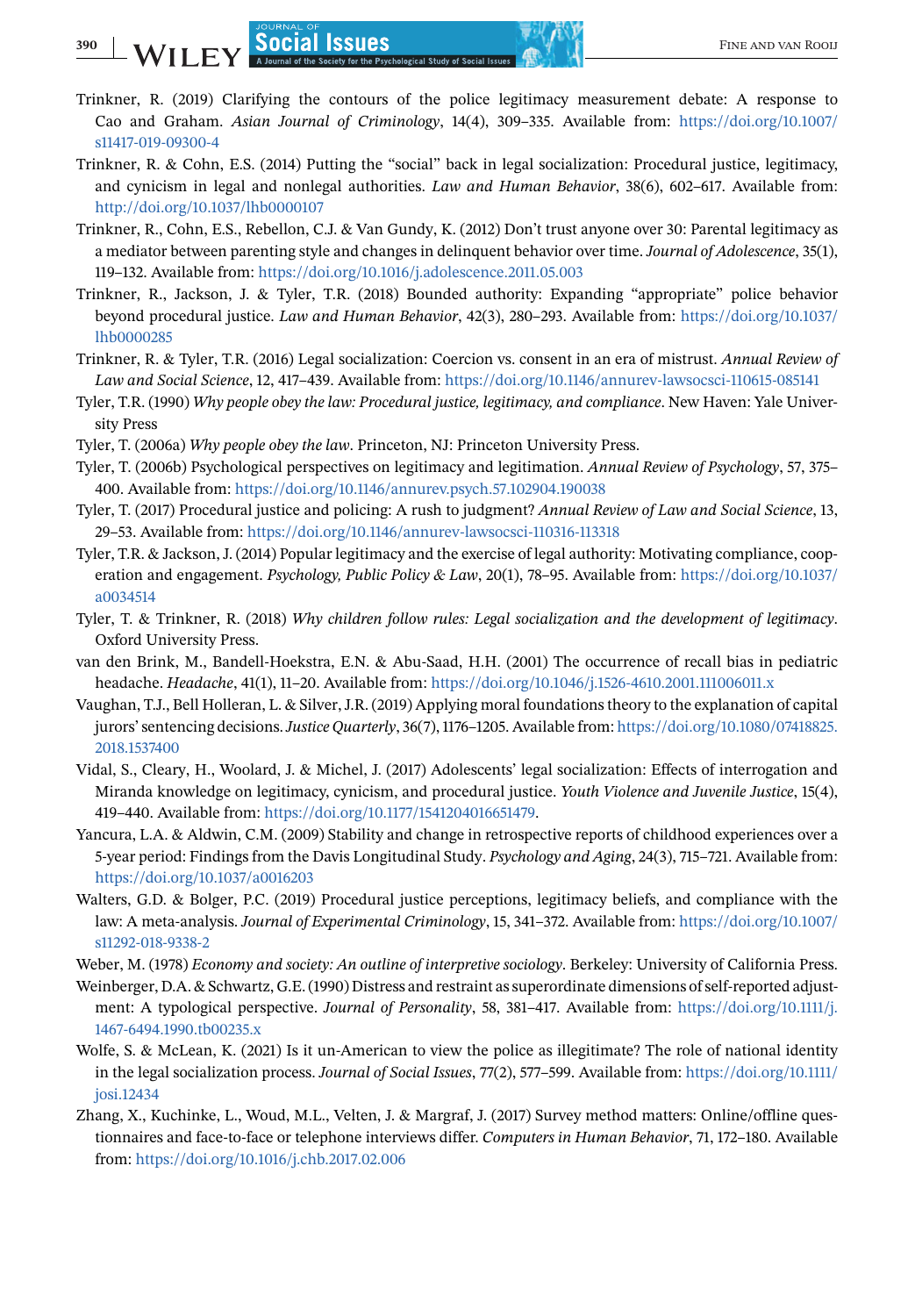Trinkner, R. (2019) Clarifying the contours of the police legitimacy measurement debate: A response to Cao and Graham. *Asian Journal of Criminology*, 14(4), 309–335. Available from: https://doi.org/10.1007/s11417-019-09300-4

Trinkner, R. & Cohn, E.S. (2014) Putting the "social" back in legal socialization: Procedural justice, legitimacy, and cynicism in legal and nonlegal authorities. *Law and Human Behavior*, 38(6), 602–617. Available from: http://doi.org/10.1037/lhb0000107

Trinkner, R., Cohn, E.S., Rebellon, C.J. & Van Gundy, K. (2012) Don't trust anyone over 30: Parental legitimacy as a mediator between parenting style and changes in delinquent behavior over time. *Journal of Adolescence*, 35(1), 119–132. Available from: https://doi.org/10.1016/j.adolescence.2011.05.003

Trinkner, R., Jackson, J. & Tyler, T.R. (2018) Bounded authority: Expanding "appropriate" police behavior beyond procedural justice. *Law and Human Behavior*, 42(3), 280–293. Available from: https://doi.org/10.1037/lhb0000285

Trinkner, R. & Tyler, T.R. (2016) Legal socialization: Coercion vs. consent in an era of mistrust. *Annual Review of Law and Social Science*, 12, 417–439. Available from: https://doi.org/10.1146/annurev-lawsocsci-110615-085141

Tyler, T.R. (1990) *Why people obey the law: Procedural justice, legitimacy, and compliance*. New Haven: Yale University Press

Tyler, T. (2006a) *Why people obey the law*. Princeton, NJ: Princeton University Press.

Tyler, T. (2006b) Psychological perspectives on legitimacy and legitimation. *Annual Review of Psychology*, 57, 375–400. Available from: https://doi.org/10.1146/annurev.psych.57.102904.190038

Tyler, T. (2017) Procedural justice and policing: A rush to judgment? *Annual Review of Law and Social Science*, 13, 29–53. Available from: https://doi.org/10.1146/annurev-lawsocsci-110316-113318

Tyler, T.R. & Jackson, J. (2014) Popular legitimacy and the exercise of legal authority: Motivating compliance, cooperation and engagement. *Psychology, Public Policy & Law*, 20(1), 78–95. Available from: https://doi.org/10.1037/a0034514

Tyler, T. & Trinkner, R. (2018) *Why children follow rules: Legal socialization and the development of legitimacy*. Oxford University Press.

van den Brink, M., Bandell-Hoekstra, E.N. & Abu-Saad, H.H. (2001) The occurrence of recall bias in pediatric headache. *Headache*, 41(1), 11–20. Available from: https://doi.org/10.1046/j.1526-4610.2001.111006011.x

Vaughan, T.J., Bell Holleran, L. & Silver, J.R. (2019) Applying moral foundations theory to the explanation of capital jurors' sentencing decisions. *Justice Quarterly*, 36(7), 1176–1205. Available from: https://doi.org/10.1080/07418825.2018.1537400

Vidal, S., Cleary, H., Woolard, J. & Michel, J. (2017) Adolescents' legal socialization: Effects of interrogation and Miranda knowledge on legitimacy, cynicism, and procedural justice. *Youth Violence and Juvenile Justice*, 15(4), 419–440. Available from: https://doi.org/10.1177/1541204016651479.

Yancura, L.A. & Aldwin, C.M. (2009) Stability and change in retrospective reports of childhood experiences over a 5-year period: Findings from the Davis Longitudinal Study. *Psychology and Aging*, 24(3), 715–721. Available from: https://doi.org/10.1037/a0016203

Walters, G.D. & Bolger, P.C. (2019) Procedural justice perceptions, legitimacy beliefs, and compliance with the law: A meta-analysis. *Journal of Experimental Criminology*, 15, 341–372. Available from: https://doi.org/10.1007/s11292-018-9338-2

Weber, M. (1978) *Economy and society: An outline of interpretive sociology*. Berkeley: University of California Press.

Weinberger, D.A. & Schwartz, G.E. (1990) Distress and restraint as superordinate dimensions of self-reported adjustment: A typological perspective. *Journal of Personality*, 58, 381–417. Available from: https://doi.org/10.1111/j.1467-6494.1990.tb00235.x

Wolfe, S. & McLean, K. (2021) Is it un-American to view the police as illegitimate? The role of national identity in the legal socialization process. *Journal of Social Issues*, 77(2), 577–599. Available from: https://doi.org/10.1111/josi.12434

Zhang, X., Kuchinke, L., Woud, M.L., Velten, J. & Margraf, J. (2017) Survey method matters: Online/offline questionnaires and face-to-face or telephone interviews differ. *Computers in Human Behavior*, 71, 172–180. Available from: https://doi.org/10.1016/j.chb.2017.02.006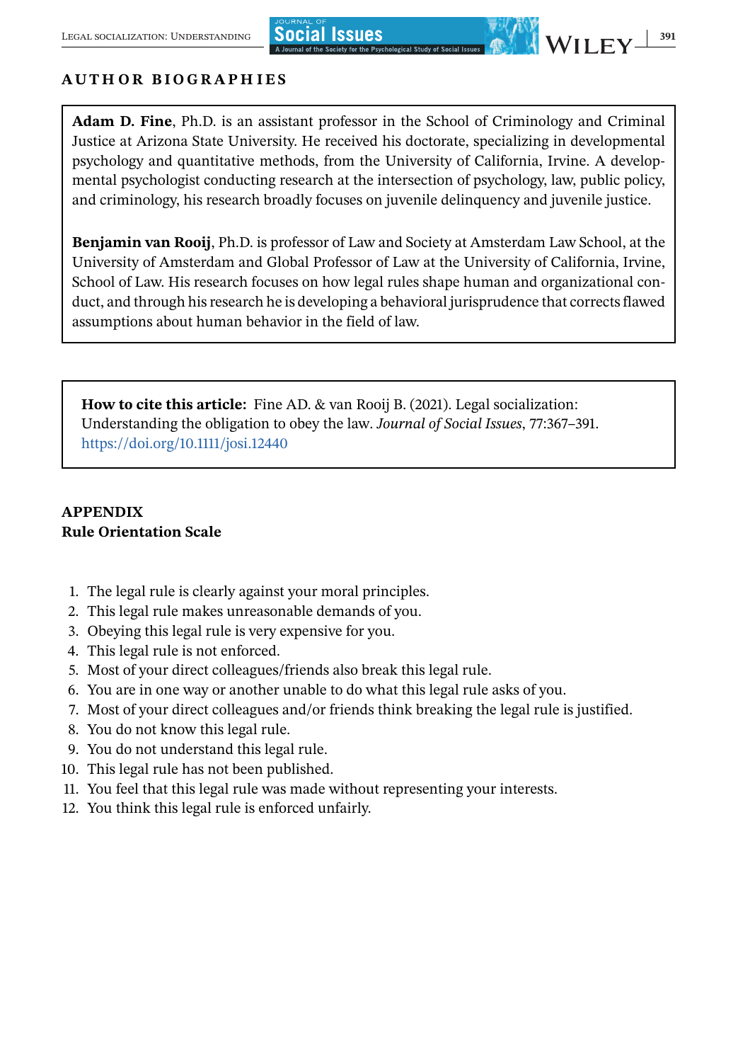## AUTHOR BIOGRAPHIES

**Adam D. Fine**, Ph.D. is an assistant professor in the School of Criminology and Criminal Justice at Arizona State University. He received his doctorate, specializing in developmental psychology and quantitative methods, from the University of California, Irvine. A developmental psychologist conducting research at the intersection of psychology, law, public policy, and criminology, his research broadly focuses on juvenile delinquency and juvenile justice.

**Benjamin van Rooij**, Ph.D. is professor of Law and Society at Amsterdam Law School, at the University of Amsterdam and Global Professor of Law at the University of California, Irvine, School of Law. His research focuses on how legal rules shape human and organizational conduct, and through his research he is developing a behavioral jurisprudence that corrects flawed assumptions about human behavior in the field of law.

**How to cite this article:** Fine AD. & van Rooij B. (2021). Legal socialization: Understanding the obligation to obey the law. *Journal of Social Issues*, 77:367–391. https://doi.org/10.1111/josi.12440

## APPENDIX
### Rule Orientation Scale

1. The legal rule is clearly against your moral principles.
2. This legal rule makes unreasonable demands of you.
3. Obeying this legal rule is very expensive for you.
4. This legal rule is not enforced.
5. Most of your direct colleagues/friends also break this legal rule.
6. You are in one way or another unable to do what this legal rule asks of you.
7. Most of your direct colleagues and/or friends think breaking the legal rule is justified.
8. You do not know this legal rule.
9. You do not understand this legal rule.
10. This legal rule has not been published.
11. You feel that this legal rule was made without representing your interests.
12. You think this legal rule is enforced unfairly.